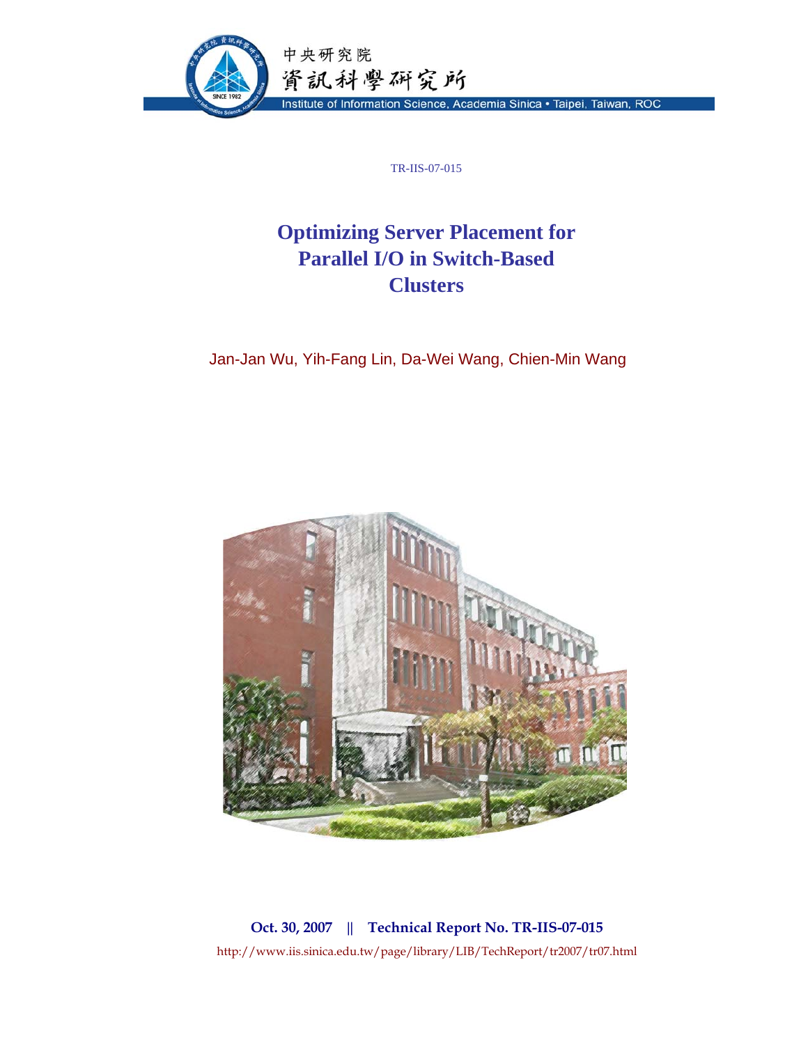中央研究院
資訊科學研究所
Institute of Information Science, Academia Sinica • Taipei, Taiwan, ROC

TR-IIS-07-015

# Optimizing Server Placement for Parallel I/O in Switch-Based Clusters

Jan-Jan Wu, Yih-Fang Lin, Da-Wei Wang, Chien-Min Wang

**Oct. 30, 2007 || Technical Report No. TR-IIS-07-015**

http://www.iis.sinica.edu.tw/page/library/LIB/TechReport/tr2007/tr07.html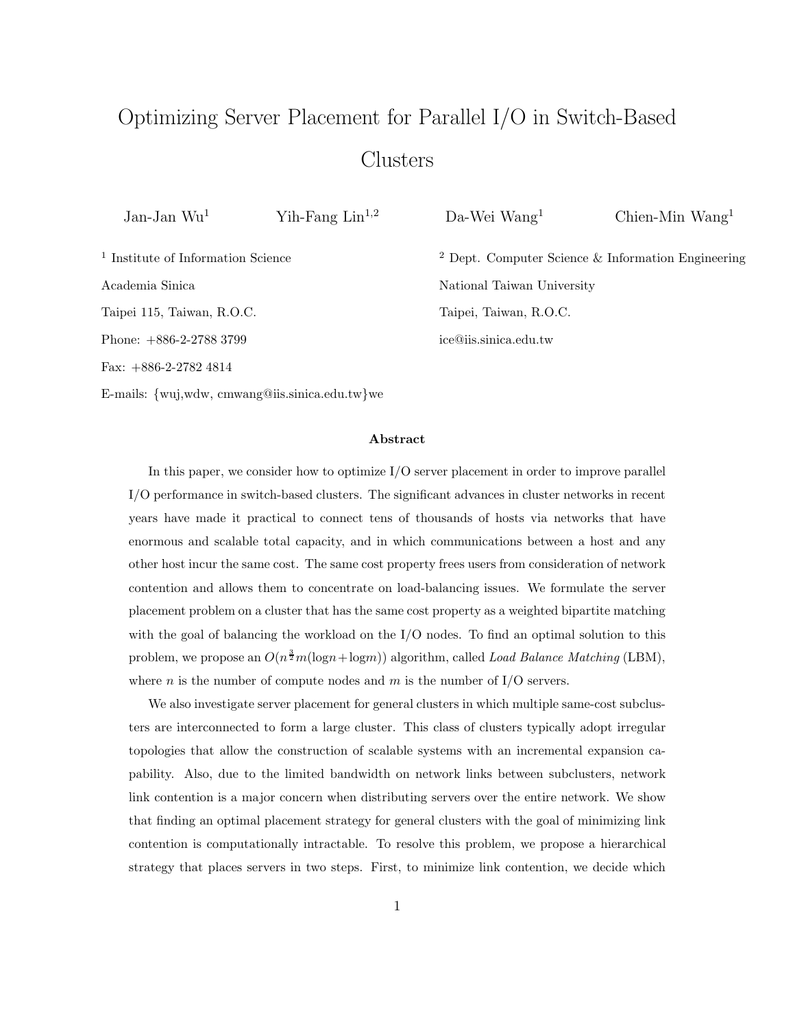# Optimizing Server Placement for Parallel I/O in Switch-Based Clusters

Jan-Jan Wu[1] Yih-Fang Lin[1,2] Da-Wei Wang[1] Chien-Min Wang[1]

[1] Institute of Information Science
Academia Sinica
Taipei 115, Taiwan, R.O.C.
Phone: +886-2-2788 3799
Fax: +886-2-2782 4814
E-mails: {wuj,wdw, cmwang@iis.sinica.edu.tw}we

[2] Dept. Computer Science & Information Engineering
National Taiwan University
Taipei, Taiwan, R.O.C.
ice@iis.sinica.edu.tw

**Abstract**

In this paper, we consider how to optimize I/O server placement in order to improve parallel I/O performance in switch-based clusters. The significant advances in cluster networks in recent years have made it practical to connect tens of thousands of hosts via networks that have enormous and scalable total capacity, and in which communications between a host and any other host incur the same cost. The same cost property frees users from consideration of network contention and allows them to concentrate on load-balancing issues. We formulate the server placement problem on a cluster that has the same cost property as a weighted bipartite matching with the goal of balancing the workload on the I/O nodes. To find an optimal solution to this problem, we propose an $O(n^{\frac{3}{2}}m(\log n+\log m))$ algorithm, called *Load Balance Matching* (LBM), where $n$ is the number of compute nodes and $m$ is the number of I/O servers.

We also investigate server placement for general clusters in which multiple same-cost subclusters are interconnected to form a large cluster. This class of clusters typically adopt irregular topologies that allow the construction of scalable systems with an incremental expansion capability. Also, due to the limited bandwidth on network links between subclusters, network link contention is a major concern when distributing servers over the entire network. We show that finding an optimal placement strategy for general clusters with the goal of minimizing link contention is computationally intractable. To resolve this problem, we propose a hierarchical strategy that places servers in two steps. First, to minimize link contention, we decide which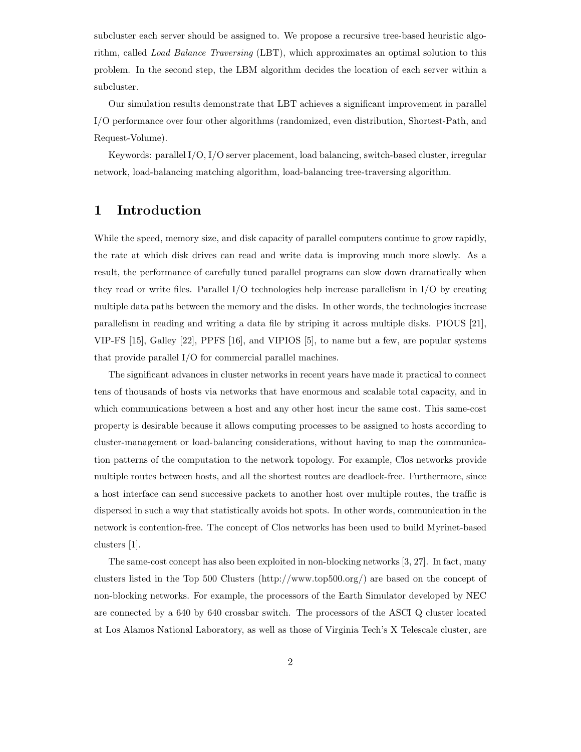subcluster each server should be assigned to. We propose a recursive tree-based heuristic algorithm, called *Load Balance Traversing* (LBT), which approximates an optimal solution to this problem. In the second step, the LBM algorithm decides the location of each server within a subcluster.

Our simulation results demonstrate that LBT achieves a significant improvement in parallel I/O performance over four other algorithms (randomized, even distribution, Shortest-Path, and Request-Volume).

Keywords: parallel I/O, I/O server placement, load balancing, switch-based cluster, irregular network, load-balancing matching algorithm, load-balancing tree-traversing algorithm.

# 1 Introduction

While the speed, memory size, and disk capacity of parallel computers continue to grow rapidly, the rate at which disk drives can read and write data is improving much more slowly. As a result, the performance of carefully tuned parallel programs can slow down dramatically when they read or write files. Parallel I/O technologies help increase parallelism in I/O by creating multiple data paths between the memory and the disks. In other words, the technologies increase parallelism in reading and writing a data file by striping it across multiple disks. PIOUS [21], VIP-FS [15], Galley [22], PPFS [16], and VIPIOS [5], to name but a few, are popular systems that provide parallel I/O for commercial parallel machines.

The significant advances in cluster networks in recent years have made it practical to connect tens of thousands of hosts via networks that have enormous and scalable total capacity, and in which communications between a host and any other host incur the same cost. This same-cost property is desirable because it allows computing processes to be assigned to hosts according to cluster-management or load-balancing considerations, without having to map the communication patterns of the computation to the network topology. For example, Clos networks provide multiple routes between hosts, and all the shortest routes are deadlock-free. Furthermore, since a host interface can send successive packets to another host over multiple routes, the traffic is dispersed in such a way that statistically avoids hot spots. In other words, communication in the network is contention-free. The concept of Clos networks has been used to build Myrinet-based clusters [1].

The same-cost concept has also been exploited in non-blocking networks [3, 27]. In fact, many clusters listed in the Top 500 Clusters (http://www.top500.org/) are based on the concept of non-blocking networks. For example, the processors of the Earth Simulator developed by NEC are connected by a 640 by 640 crossbar switch. The processors of the ASCI Q cluster located at Los Alamos National Laboratory, as well as those of Virginia Tech's X Telescale cluster, are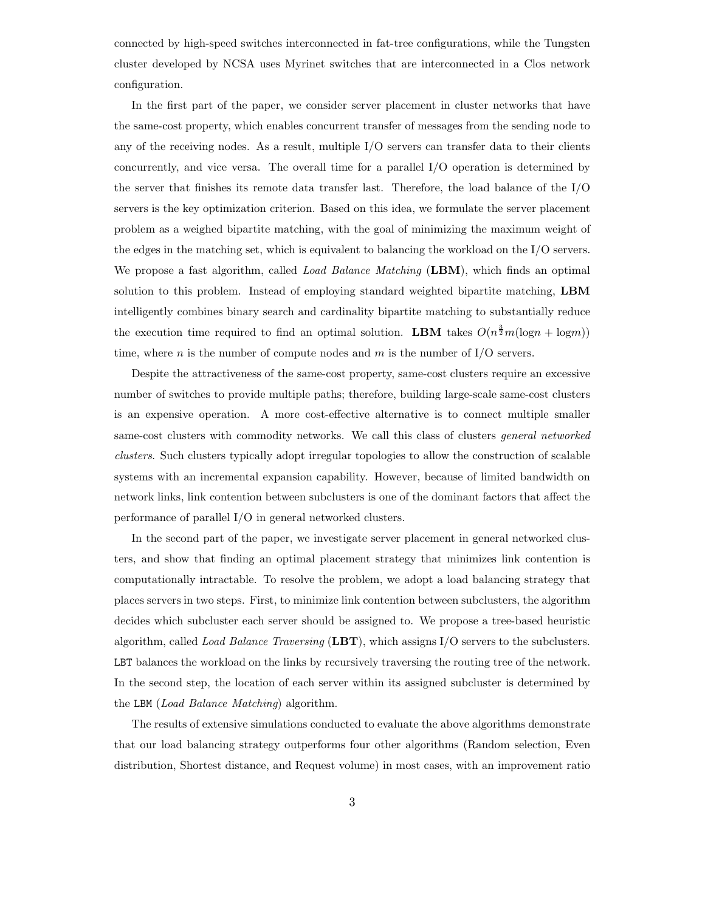connected by high-speed switches interconnected in fat-tree configurations, while the Tungsten cluster developed by NCSA uses Myrinet switches that are interconnected in a Clos network configuration.

In the first part of the paper, we consider server placement in cluster networks that have the same-cost property, which enables concurrent transfer of messages from the sending node to any of the receiving nodes. As a result, multiple I/O servers can transfer data to their clients concurrently, and vice versa. The overall time for a parallel I/O operation is determined by the server that finishes its remote data transfer last. Therefore, the load balance of the I/O servers is the key optimization criterion. Based on this idea, we formulate the server placement problem as a weighed bipartite matching, with the goal of minimizing the maximum weight of the edges in the matching set, which is equivalent to balancing the workload on the I/O servers. We propose a fast algorithm, called *Load Balance Matching* (**LBM**), which finds an optimal solution to this problem. Instead of employing standard weighted bipartite matching, **LBM** intelligently combines binary search and cardinality bipartite matching to substantially reduce the execution time required to find an optimal solution. **LBM** takes $O(n^{\frac{3}{2}}m(\log n + \log m))$ time, where $n$ is the number of compute nodes and $m$ is the number of I/O servers.

Despite the attractiveness of the same-cost property, same-cost clusters require an excessive number of switches to provide multiple paths; therefore, building large-scale same-cost clusters is an expensive operation. A more cost-effective alternative is to connect multiple smaller same-cost clusters with commodity networks. We call this class of clusters *general networked clusters*. Such clusters typically adopt irregular topologies to allow the construction of scalable systems with an incremental expansion capability. However, because of limited bandwidth on network links, link contention between subclusters is one of the dominant factors that affect the performance of parallel I/O in general networked clusters.

In the second part of the paper, we investigate server placement in general networked clusters, and show that finding an optimal placement strategy that minimizes link contention is computationally intractable. To resolve the problem, we adopt a load balancing strategy that places servers in two steps. First, to minimize link contention between subclusters, the algorithm decides which subcluster each server should be assigned to. We propose a tree-based heuristic algorithm, called *Load Balance Traversing* (**LBT**), which assigns I/O servers to the subclusters. LBT balances the workload on the links by recursively traversing the routing tree of the network. In the second step, the location of each server within its assigned subcluster is determined by the LBM (*Load Balance Matching*) algorithm.

The results of extensive simulations conducted to evaluate the above algorithms demonstrate that our load balancing strategy outperforms four other algorithms (Random selection, Even distribution, Shortest distance, and Request volume) in most cases, with an improvement ratio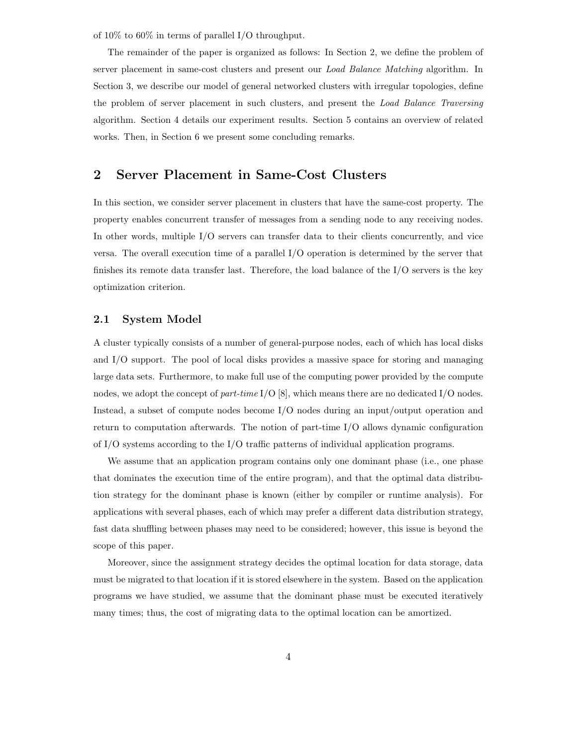of 10% to 60% in terms of parallel I/O throughput.

The remainder of the paper is organized as follows: In Section 2, we define the problem of server placement in same-cost clusters and present our *Load Balance Matching* algorithm. In Section 3, we describe our model of general networked clusters with irregular topologies, define the problem of server placement in such clusters, and present the *Load Balance Traversing* algorithm. Section 4 details our experiment results. Section 5 contains an overview of related works. Then, in Section 6 we present some concluding remarks.

## 2 Server Placement in Same-Cost Clusters

In this section, we consider server placement in clusters that have the same-cost property. The property enables concurrent transfer of messages from a sending node to any receiving nodes. In other words, multiple I/O servers can transfer data to their clients concurrently, and vice versa. The overall execution time of a parallel I/O operation is determined by the server that finishes its remote data transfer last. Therefore, the load balance of the I/O servers is the key optimization criterion.

### 2.1 System Model

A cluster typically consists of a number of general-purpose nodes, each of which has local disks and I/O support. The pool of local disks provides a massive space for storing and managing large data sets. Furthermore, to make full use of the computing power provided by the compute nodes, we adopt the concept of *part-time* I/O [8], which means there are no dedicated I/O nodes. Instead, a subset of compute nodes become I/O nodes during an input/output operation and return to computation afterwards. The notion of part-time I/O allows dynamic configuration of I/O systems according to the I/O traffic patterns of individual application programs.

We assume that an application program contains only one dominant phase (i.e., one phase that dominates the execution time of the entire program), and that the optimal data distribution strategy for the dominant phase is known (either by compiler or runtime analysis). For applications with several phases, each of which may prefer a different data distribution strategy, fast data shuffling between phases may need to be considered; however, this issue is beyond the scope of this paper.

Moreover, since the assignment strategy decides the optimal location for data storage, data must be migrated to that location if it is stored elsewhere in the system. Based on the application programs we have studied, we assume that the dominant phase must be executed iteratively many times; thus, the cost of migrating data to the optimal location can be amortized.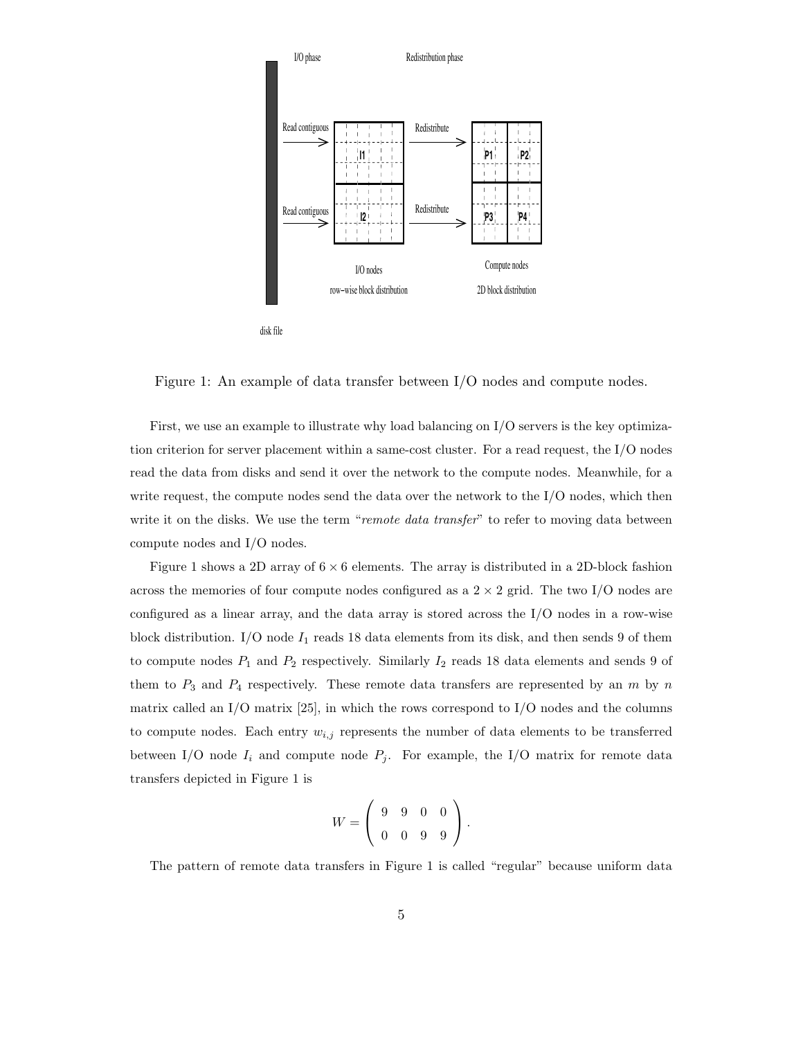Figure 1: An example of data transfer between I/O nodes and compute nodes.

First, we use an example to illustrate why load balancing on I/O servers is the key optimization criterion for server placement within a same-cost cluster. For a read request, the I/O nodes read the data from disks and send it over the network to the compute nodes. Meanwhile, for a write request, the compute nodes send the data over the network to the I/O nodes, which then write it on the disks. We use the term "*remote data transfer*" to refer to moving data between compute nodes and I/O nodes.

Figure 1 shows a 2D array of $6 \times 6$ elements. The array is distributed in a 2D-block fashion across the memories of four compute nodes configured as a $2 \times 2$ grid. The two I/O nodes are configured as a linear array, and the data array is stored across the I/O nodes in a row-wise block distribution. I/O node $I_1$ reads 18 data elements from its disk, and then sends 9 of them to compute nodes $P_1$ and $P_2$ respectively. Similarly $I_2$ reads 18 data elements and sends 9 of them to $P_3$ and $P_4$ respectively. These remote data transfers are represented by an $m$ by $n$ matrix called an I/O matrix [25], in which the rows correspond to I/O nodes and the columns to compute nodes. Each entry $w_{i,j}$ represents the number of data elements to be transferred between I/O node $I_i$ and compute node $P_j$. For example, the I/O matrix for remote data transfers depicted in Figure 1 is

$$W = \begin{pmatrix} 9 & 9 & 0 & 0 \\ 0 & 0 & 9 & 9 \end{pmatrix}.$$

The pattern of remote data transfers in Figure 1 is called "regular" because uniform data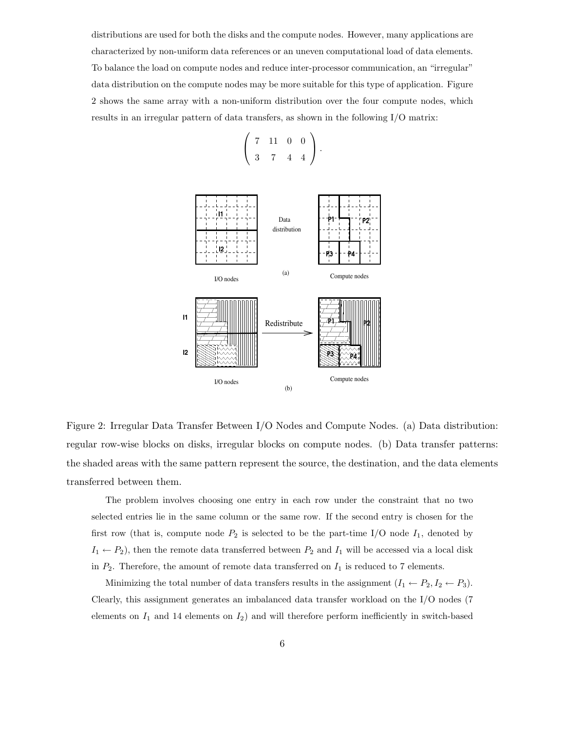distributions are used for both the disks and the compute nodes. However, many applications are characterized by non-uniform data references or an uneven computational load of data elements. To balance the load on compute nodes and reduce inter-processor communication, an "irregular" data distribution on the compute nodes may be more suitable for this type of application. Figure 2 shows the same array with a non-uniform distribution over the four compute nodes, which results in an irregular pattern of data transfers, as shown in the following I/O matrix:

$$\begin{pmatrix} 7 & 11 & 0 & 0 \\ 3 & 7 & 4 & 4 \end{pmatrix}.$$

Figure 2: Irregular Data Transfer Between I/O Nodes and Compute Nodes. (a) Data distribution: regular row-wise blocks on disks, irregular blocks on compute nodes. (b) Data transfer patterns: the shaded areas with the same pattern represent the source, the destination, and the data elements transferred between them.

The problem involves choosing one entry in each row under the constraint that no two selected entries lie in the same column or the same row. If the second entry is chosen for the first row (that is, compute node $P_2$ is selected to be the part-time I/O node $I_1$, denoted by $I_1 \leftarrow P_2$), then the remote data transferred between $P_2$ and $I_1$ will be accessed via a local disk in $P_2$. Therefore, the amount of remote data transferred on $I_1$ is reduced to 7 elements.

Minimizing the total number of data transfers results in the assignment $(I_1 \leftarrow P_2, I_2 \leftarrow P_3)$. Clearly, this assignment generates an imbalanced data transfer workload on the I/O nodes (7 elements on $I_1$ and 14 elements on $I_2$) and will therefore perform inefficiently in switch-based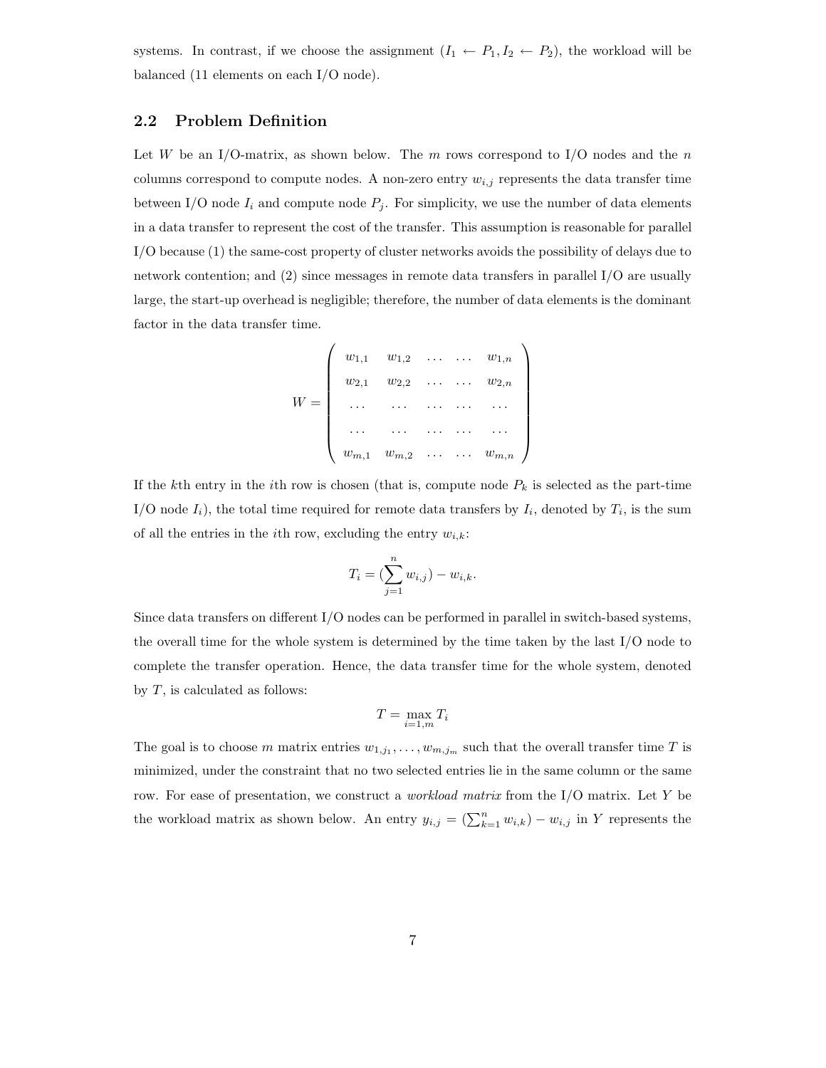systems. In contrast, if we choose the assignment ($I_1 \leftarrow P_1, I_2 \leftarrow P_2$), the workload will be balanced (11 elements on each I/O node).

## 2.2 Problem Definition

Let $W$ be an I/O-matrix, as shown below. The $m$ rows correspond to I/O nodes and the $n$ columns correspond to compute nodes. A non-zero entry $w_{i,j}$ represents the data transfer time between I/O node $I_i$ and compute node $P_j$. For simplicity, we use the number of data elements in a data transfer to represent the cost of the transfer. This assumption is reasonable for parallel I/O because (1) the same-cost property of cluster networks avoids the possibility of delays due to network contention; and (2) since messages in remote data transfers in parallel I/O are usually large, the start-up overhead is negligible; therefore, the number of data elements is the dominant factor in the data transfer time.

$$
W = \begin{pmatrix}
w_{1,1} & w_{1,2} & \dots & \dots & w_{1,n} \\
w_{2,1} & w_{2,2} & \dots & \dots & w_{2,n} \\
\dots & \dots & \dots & \dots & \dots \\
\dots & \dots & \dots & \dots & \dots \\
w_{m,1} & w_{m,2} & \dots & \dots & w_{m,n}
\end{pmatrix}
$$

If the $k$th entry in the $i$th row is chosen (that is, compute node $P_k$ is selected as the part-time I/O node $I_i$), the total time required for remote data transfers by $I_i$, denoted by $T_i$, is the sum of all the entries in the $i$th row, excluding the entry $w_{i,k}$:

$$
T_i = (\sum_{j=1}^{n} w_{i,j}) - w_{i,k}.
$$

Since data transfers on different I/O nodes can be performed in parallel in switch-based systems, the overall time for the whole system is determined by the time taken by the last I/O node to complete the transfer operation. Hence, the data transfer time for the whole system, denoted by $T$, is calculated as follows:

$$
T = \max_{i=1,m} T_i
$$

The goal is to choose $m$ matrix entries $w_{1,j_1}, \dots, w_{m,j_m}$ such that the overall transfer time $T$ is minimized, under the constraint that no two selected entries lie in the same column or the same row. For ease of presentation, we construct a *workload matrix* from the I/O matrix. Let $Y$ be the workload matrix as shown below. An entry $y_{i,j} = (\sum_{k=1}^{n} w_{i,k}) - w_{i,j}$ in $Y$ represents the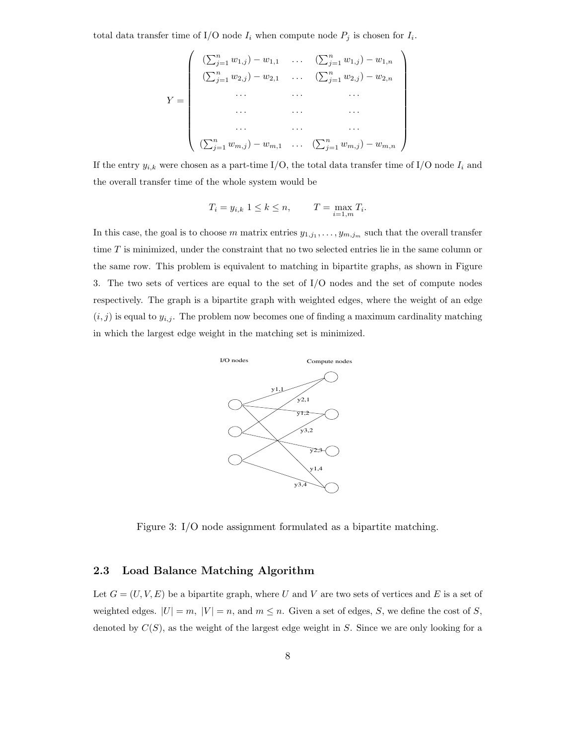total data transfer time of I/O node $I_i$ when compute node $P_j$ is chosen for $I_i$.

$$
Y = \begin{pmatrix}
(\sum_{j=1}^{n} w_{1,j}) - w_{1,1} & \dots & (\sum_{j=1}^{n} w_{1,j}) - w_{1,n} \\
(\sum_{j=1}^{n} w_{2,j}) - w_{2,1} & \dots & (\sum_{j=1}^{n} w_{2,j}) - w_{2,n} \\
\dots & \dots & \dots \\
\dots & \dots & \dots \\
\dots & \dots & \dots \\
(\sum_{j=1}^{n} w_{m,j}) - w_{m,1} & \dots & (\sum_{j=1}^{n} w_{m,j}) - w_{m,n}
\end{pmatrix}
$$

If the entry $y_{i,k}$ were chosen as a part-time I/O, the total data transfer time of I/O node $I_i$ and the overall transfer time of the whole system would be

$$
T_i = y_{i,k} \; 1 \le k \le n, \qquad T = \max_{i=1,m} T_i.
$$

In this case, the goal is to choose $m$ matrix entries $y_{1,j_1}, \dots, y_{m,j_m}$ such that the overall transfer time $T$ is minimized, under the constraint that no two selected entries lie in the same column or the same row. This problem is equivalent to matching in bipartite graphs, as shown in Figure 3. The two sets of vertices are equal to the set of I/O nodes and the set of compute nodes respectively. The graph is a bipartite graph with weighted edges, where the weight of an edge $(i, j)$ is equal to $y_{i,j}$. The problem now becomes one of finding a maximum cardinality matching in which the largest edge weight in the matching set is minimized.

Figure 3: I/O node assignment formulated as a bipartite matching.

### 2.3 Load Balance Matching Algorithm

Let $G = (U, V, E)$ be a bipartite graph, where $U$ and $V$ are two sets of vertices and $E$ is a set of weighted edges. $|U| = m$, $|V| = n$, and $m \le n$. Given a set of edges, $S$, we define the cost of $S$, denoted by $C(S)$, as the weight of the largest edge weight in $S$. Since we are only looking for a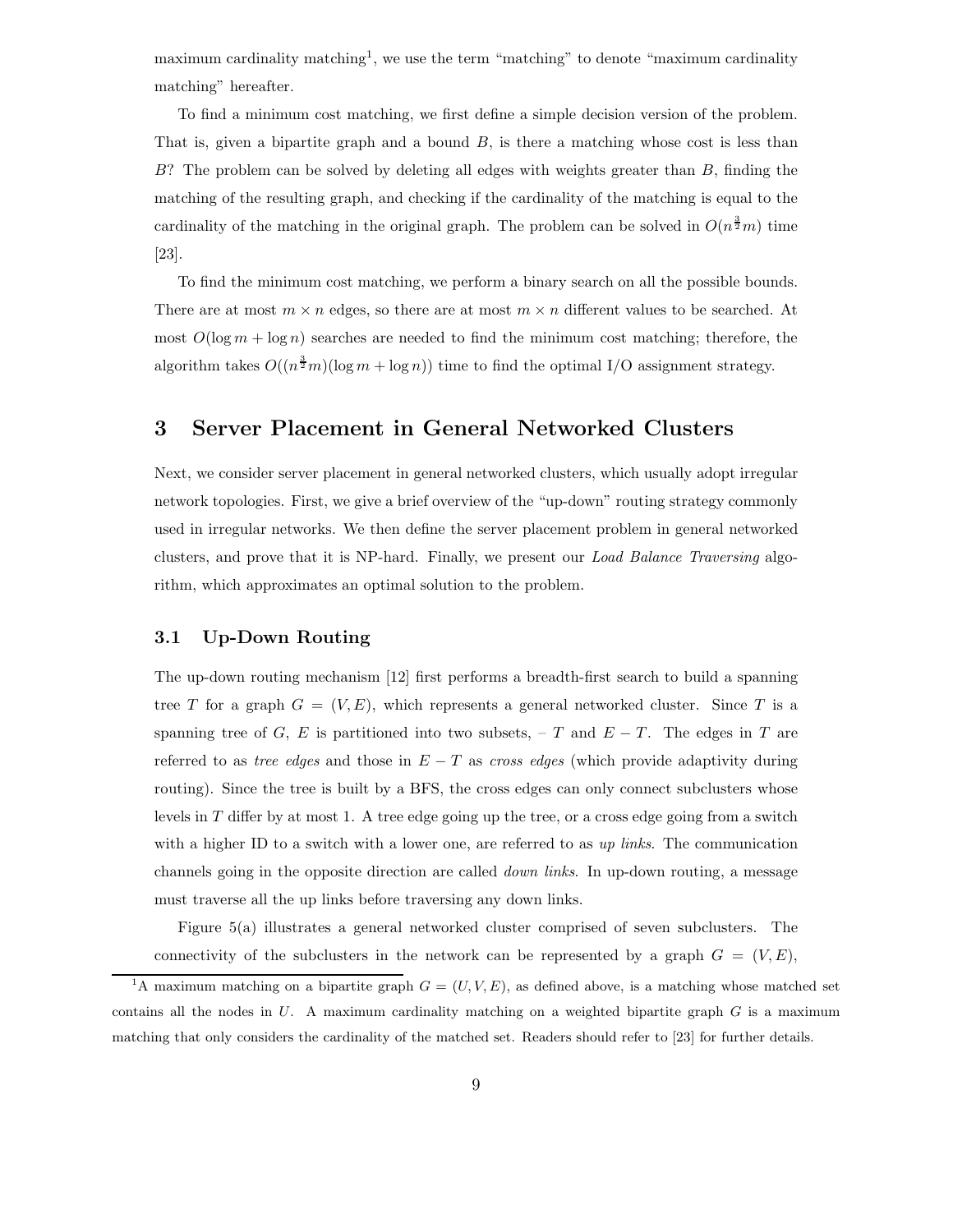maximum cardinality matching[1], we use the term "matching" to denote "maximum cardinality matching" hereafter.

To find a minimum cost matching, we first define a simple decision version of the problem. That is, given a bipartite graph and a bound $B$, is there a matching whose cost is less than $B$? The problem can be solved by deleting all edges with weights greater than $B$, finding the matching of the resulting graph, and checking if the cardinality of the matching is equal to the cardinality of the matching in the original graph. The problem can be solved in $O(n^{\frac{3}{2}}m)$ time [23].

To find the minimum cost matching, we perform a binary search on all the possible bounds. There are at most $m \times n$ edges, so there are at most $m \times n$ different values to be searched. At most $O(\log m + \log n)$ searches are needed to find the minimum cost matching; therefore, the algorithm takes $O((n^{\frac{3}{2}}m)(\log m + \log n))$ time to find the optimal I/O assignment strategy.

# 3 Server Placement in General Networked Clusters

Next, we consider server placement in general networked clusters, which usually adopt irregular network topologies. First, we give a brief overview of the "up-down" routing strategy commonly used in irregular networks. We then define the server placement problem in general networked clusters, and prove that it is NP-hard. Finally, we present our *Load Balance Traversing* algorithm, which approximates an optimal solution to the problem.

## 3.1 Up-Down Routing

The up-down routing mechanism [12] first performs a breadth-first search to build a spanning tree $T$ for a graph $G = (V, E)$, which represents a general networked cluster. Since $T$ is a spanning tree of $G$, $E$ is partitioned into two subsets, – $T$ and $E - T$. The edges in $T$ are referred to as *tree edges* and those in $E - T$ as *cross edges* (which provide adaptivity during routing). Since the tree is built by a BFS, the cross edges can only connect subclusters whose levels in $T$ differ by at most 1. A tree edge going up the tree, or a cross edge going from a switch with a higher ID to a switch with a lower one, are referred to as *up links*. The communication channels going in the opposite direction are called *down links*. In up-down routing, a message must traverse all the up links before traversing any down links.

Figure 5(a) illustrates a general networked cluster comprised of seven subclusters. The connectivity of the subclusters in the network can be represented by a graph $G = (V, E)$,

[1]A maximum matching on a bipartite graph $G = (U, V, E)$, as defined above, is a matching whose matched set contains all the nodes in $U$. A maximum cardinality matching on a weighted bipartite graph $G$ is a maximum matching that only considers the cardinality of the matched set. Readers should refer to [23] for further details.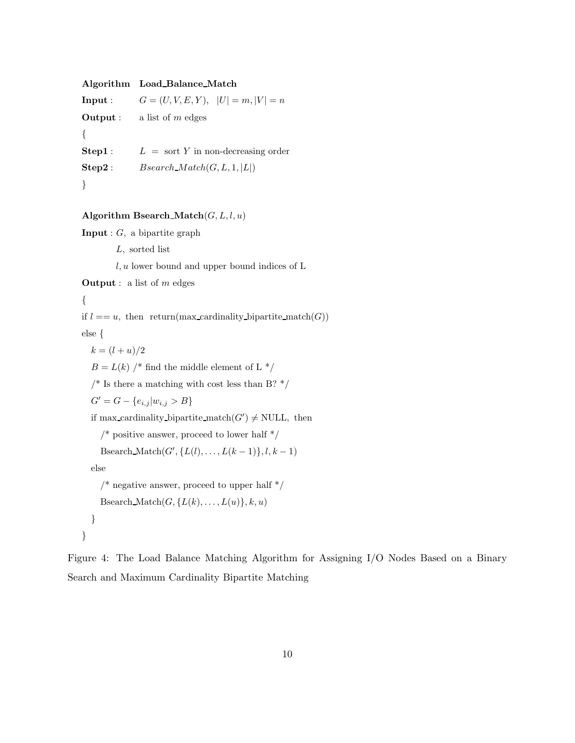**Algorithm** **Load_Balance_Match**

**Input** : $G = (U, V, E, Y), \quad |U| = m, |V| = n$

**Output** : a list of $m$ edges

```
{
Step1 :    L = sort Y in non-decreasing order
Step2 :    Bsearch_Match(G, L, 1, |L|)
}
```

**Algorithm Bsearch_Match**$(G, L, l, u)$

**Input** : $G$, a bipartite graph

$L$, sorted list

$l, u$ lower bound and upper bound indices of L

**Output** : a list of $m$ edges

```
{
if l == u, then return(max_cardinality_bipartite_match(G))
else {
   k = (l + u)/2
   B = L(k) /* find the middle element of L */
   /* Is there a matching with cost less than B? */
   G' = G − {e_{i,j} | w_{i,j} > B}
   if max_cardinality_bipartite_match(G') ≠ NULL, then
      /* positive answer, proceed to lower half */
      Bsearch_Match(G', {L(l), ..., L(k − 1)}, l, k − 1)
   else
      /* negative answer, proceed to upper half */
      Bsearch_Match(G, {L(k), ..., L(u)}, k, u)
   }
}
```

Figure 4: The Load Balance Matching Algorithm for Assigning I/O Nodes Based on a Binary Search and Maximum Cardinality Bipartite Matching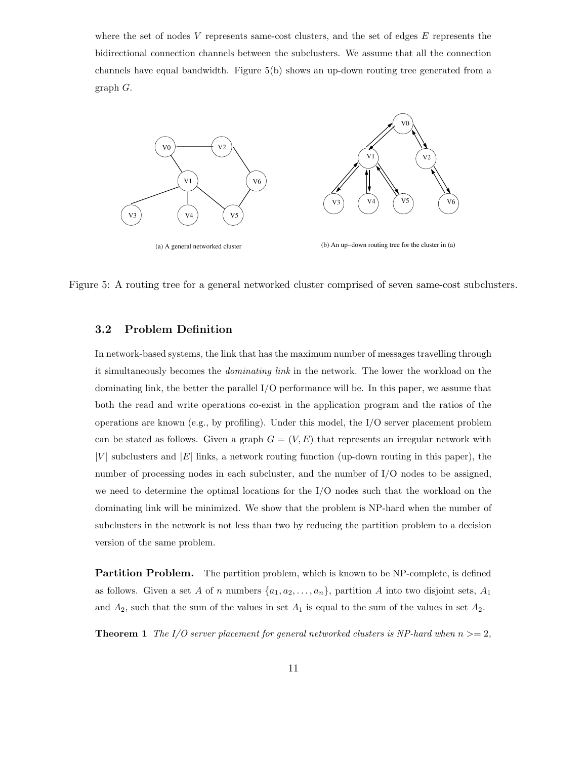where the set of nodes $V$ represents same-cost clusters, and the set of edges $E$ represents the bidirectional connection channels between the subclusters. We assume that all the connection channels have equal bandwidth. Figure 5(b) shows an up-down routing tree generated from a graph $G$.

(a) A general networked cluster

(b) An up–down routing tree for the cluster in (a)

Figure 5: A routing tree for a general networked cluster comprised of seven same-cost subclusters.

### 3.2 Problem Definition

In network-based systems, the link that has the maximum number of messages travelling through it simultaneously becomes the *dominating link* in the network. The lower the workload on the dominating link, the better the parallel I/O performance will be. In this paper, we assume that both the read and write operations co-exist in the application program and the ratios of the operations are known (e.g., by profiling). Under this model, the I/O server placement problem can be stated as follows. Given a graph $G = (V, E)$ that represents an irregular network with $|V|$ subclusters and $|E|$ links, a network routing function (up-down routing in this paper), the number of processing nodes in each subcluster, and the number of I/O nodes to be assigned, we need to determine the optimal locations for the I/O nodes such that the workload on the dominating link will be minimized. We show that the problem is NP-hard when the number of subclusters in the network is not less than two by reducing the partition problem to a decision version of the same problem.

**Partition Problem.** The partition problem, which is known to be NP-complete, is defined as follows. Given a set $A$ of $n$ numbers $\{a_1, a_2, \ldots, a_n\}$, partition $A$ into two disjoint sets, $A_1$ and $A_2$, such that the sum of the values in set $A_1$ is equal to the sum of the values in set $A_2$.

**Theorem 1** *The I/O server placement for general networked clusters is NP-hard when $n >= 2$,*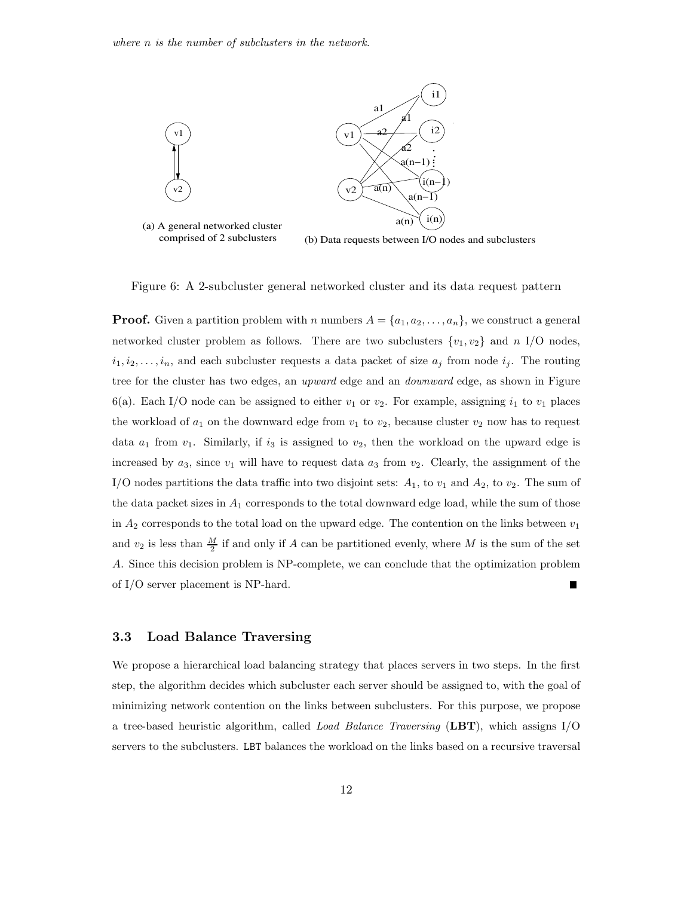*where n is the number of subclusters in the network.*

(a) A general networked cluster comprised of 2 subclusters

(b) Data requests between I/O nodes and subclusters

Figure 6: A 2-subcluster general networked cluster and its data request pattern

**Proof.** Given a partition problem with $n$ numbers $A = \{a_1, a_2, \ldots, a_n\}$, we construct a general networked cluster problem as follows. There are two subclusters $\{v_1, v_2\}$ and $n$ I/O nodes, $i_1, i_2, \ldots, i_n$, and each subcluster requests a data packet of size $a_j$ from node $i_j$. The routing tree for the cluster has two edges, an *upward* edge and an *downward* edge, as shown in Figure 6(a). Each I/O node can be assigned to either $v_1$ or $v_2$. For example, assigning $i_1$ to $v_1$ places the workload of $a_1$ on the downward edge from $v_1$ to $v_2$, because cluster $v_2$ now has to request data $a_1$ from $v_1$. Similarly, if $i_3$ is assigned to $v_2$, then the workload on the upward edge is increased by $a_3$, since $v_1$ will have to request data $a_3$ from $v_2$. Clearly, the assignment of the I/O nodes partitions the data traffic into two disjoint sets: $A_1$, to $v_1$ and $A_2$, to $v_2$. The sum of the data packet sizes in $A_1$ corresponds to the total downward edge load, while the sum of those in $A_2$ corresponds to the total load on the upward edge. The contention on the links between $v_1$ and $v_2$ is less than $\frac{M}{2}$ if and only if $A$ can be partitioned evenly, where $M$ is the sum of the set $A$. Since this decision problem is NP-complete, we can conclude that the optimization problem of I/O server placement is NP-hard. ∎

### 3.3 Load Balance Traversing

We propose a hierarchical load balancing strategy that places servers in two steps. In the first step, the algorithm decides which subcluster each server should be assigned to, with the goal of minimizing network contention on the links between subclusters. For this purpose, we propose a tree-based heuristic algorithm, called *Load Balance Traversing* (**LBT**), which assigns I/O servers to the subclusters. LBT balances the workload on the links based on a recursive traversal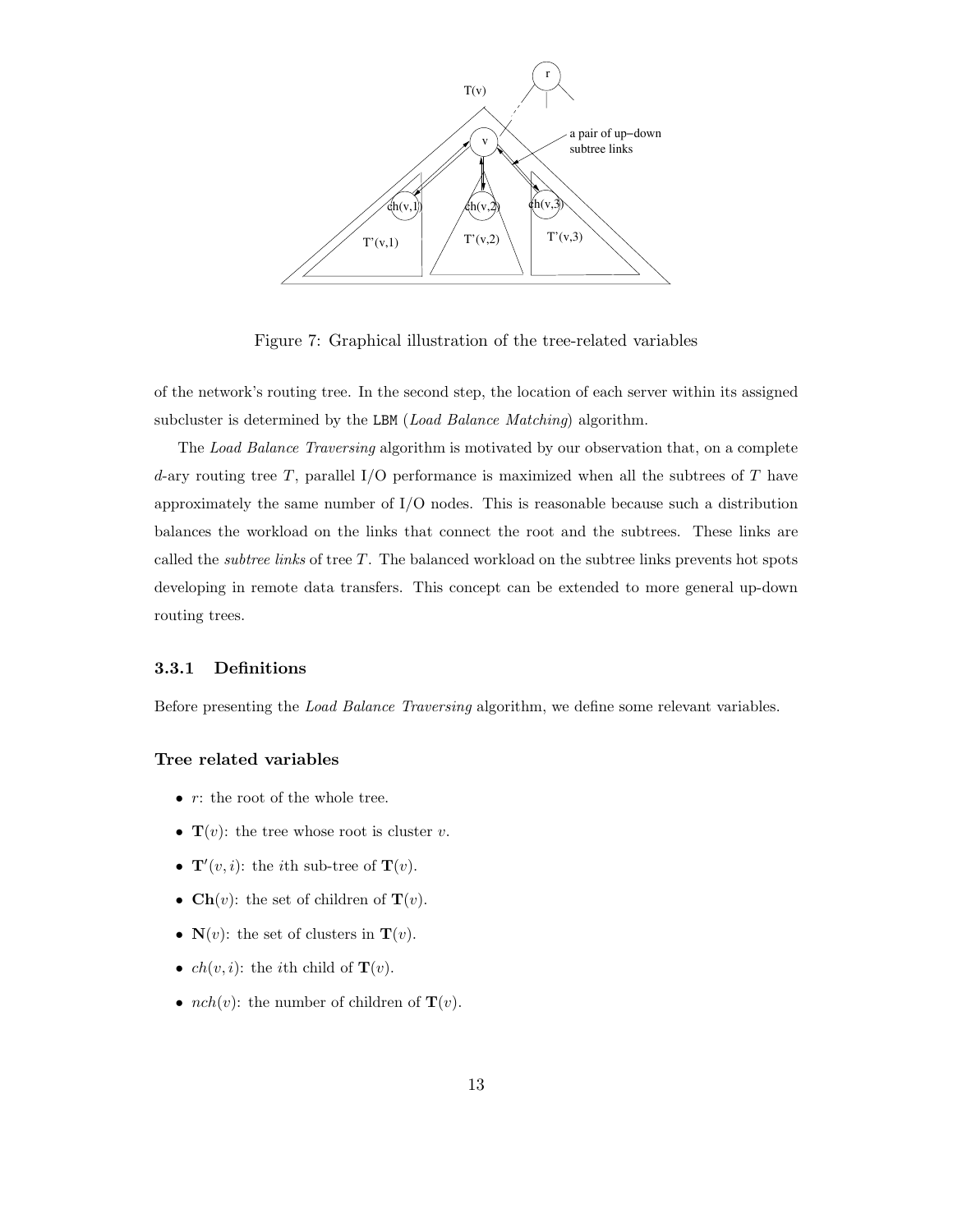Figure 7: Graphical illustration of the tree-related variables

of the network's routing tree. In the second step, the location of each server within its assigned subcluster is determined by the LBM (*Load Balance Matching*) algorithm.

The *Load Balance Traversing* algorithm is motivated by our observation that, on a complete $d$-ary routing tree $T$, parallel I/O performance is maximized when all the subtrees of $T$ have approximately the same number of I/O nodes. This is reasonable because such a distribution balances the workload on the links that connect the root and the subtrees. These links are called the *subtree links* of tree $T$. The balanced workload on the subtree links prevents hot spots developing in remote data transfers. This concept can be extended to more general up-down routing trees.

### 3.3.1 Definitions

Before presenting the *Load Balance Traversing* algorithm, we define some relevant variables.

#### Tree related variables

- $r$: the root of the whole tree.
- $\mathbf{T}(v)$: the tree whose root is cluster $v$.
- $\mathbf{T}'(v,i)$: the $i$th sub-tree of $\mathbf{T}(v)$.
- $\mathbf{Ch}(v)$: the set of children of $\mathbf{T}(v)$.
- $\mathbf{N}(v)$: the set of clusters in $\mathbf{T}(v)$.
- $ch(v,i)$: the $i$th child of $\mathbf{T}(v)$.
- $nch(v)$: the number of children of $\mathbf{T}(v)$.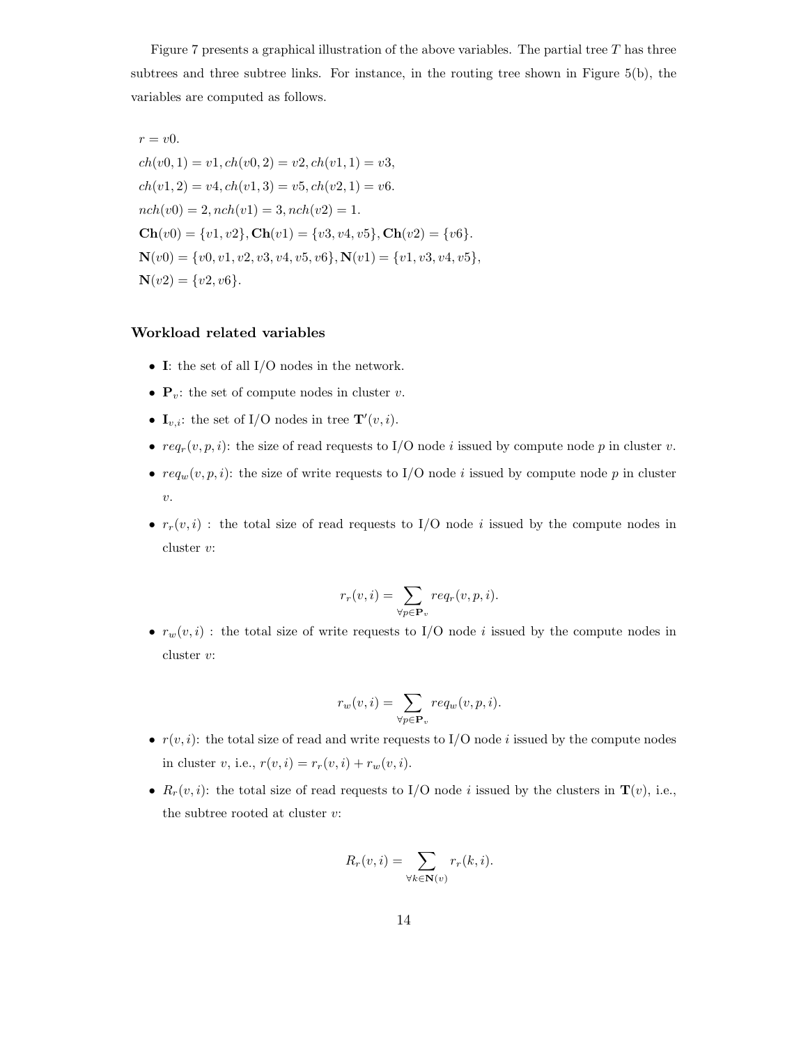Figure 7 presents a graphical illustration of the above variables. The partial tree $T$ has three subtrees and three subtree links. For instance, in the routing tree shown in Figure 5(b), the variables are computed as follows.

$r = v0$.
$ch(v0, 1) = v1, ch(v0, 2) = v2, ch(v1, 1) = v3,$
$ch(v1, 2) = v4, ch(v1, 3) = v5, ch(v2, 1) = v6.$
$nch(v0) = 2, nch(v1) = 3, nch(v2) = 1.$
$\mathbf{Ch}(v0) = \{v1, v2\}, \mathbf{Ch}(v1) = \{v3, v4, v5\}, \mathbf{Ch}(v2) = \{v6\}.$
$\mathbf{N}(v0) = \{v0, v1, v2, v3, v4, v5, v6\}, \mathbf{N}(v1) = \{v1, v3, v4, v5\},$
$\mathbf{N}(v2) = \{v2, v6\}.$

### Workload related variables

- $\mathbf{I}$: the set of all I/O nodes in the network.
- $\mathbf{P}_v$: the set of compute nodes in cluster $v$.
- $\mathbf{I}_{v,i}$: the set of I/O nodes in tree $\mathbf{T}'(v, i)$.
- $req_r(v, p, i)$: the size of read requests to I/O node $i$ issued by compute node $p$ in cluster $v$.
- $req_w(v, p, i)$: the size of write requests to I/O node $i$ issued by compute node $p$ in cluster $v$.
- $r_r(v, i)$ : the total size of read requests to I/O node $i$ issued by the compute nodes in cluster $v$:

$$r_r(v, i) = \sum_{\forall p \in \mathbf{P}_v} req_r(v, p, i).$$

- $r_w(v, i)$ : the total size of write requests to I/O node $i$ issued by the compute nodes in cluster $v$:

$$r_w(v, i) = \sum_{\forall p \in \mathbf{P}_v} req_w(v, p, i).$$

- $r(v, i)$: the total size of read and write requests to I/O node $i$ issued by the compute nodes in cluster $v$, i.e., $r(v, i) = r_r(v, i) + r_w(v, i)$.
- $R_r(v, i)$: the total size of read requests to I/O node $i$ issued by the clusters in $\mathbf{T}(v)$, i.e., the subtree rooted at cluster $v$:

$$R_r(v, i) = \sum_{\forall k \in \mathbf{N}(v)} r_r(k, i).$$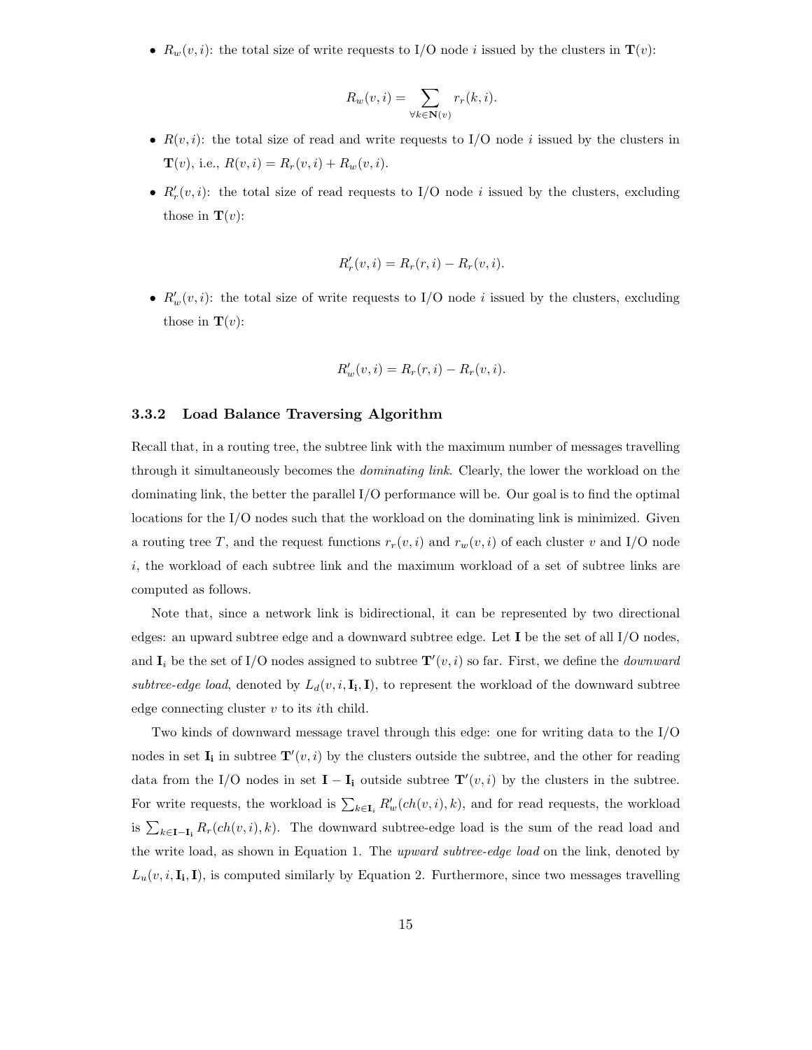- $R_w(v, i)$: the total size of write requests to I/O node $i$ issued by the clusters in $\mathbf{T}(v)$:

$$R_w(v, i) = \sum_{\forall k \in \mathbf{N}(v)} r_r(k, i).$$

- $R(v, i)$: the total size of read and write requests to I/O node $i$ issued by the clusters in $\mathbf{T}(v)$, i.e., $R(v, i) = R_r(v, i) + R_w(v, i)$.

- $R'_r(v, i)$: the total size of read requests to I/O node $i$ issued by the clusters, excluding those in $\mathbf{T}(v)$:

$$R'_r(v, i) = R_r(r, i) - R_r(v, i).$$

- $R'_w(v, i)$: the total size of write requests to I/O node $i$ issued by the clusters, excluding those in $\mathbf{T}(v)$:

$$R'_w(v, i) = R_r(r, i) - R_r(v, i).$$

### 3.3.2 Load Balance Traversing Algorithm

Recall that, in a routing tree, the subtree link with the maximum number of messages travelling through it simultaneously becomes the *dominating link*. Clearly, the lower the workload on the dominating link, the better the parallel I/O performance will be. Our goal is to find the optimal locations for the I/O nodes such that the workload on the dominating link is minimized. Given a routing tree $T$, and the request functions $r_r(v, i)$ and $r_w(v, i)$ of each cluster $v$ and I/O node $i$, the workload of each subtree link and the maximum workload of a set of subtree links are computed as follows.

Note that, since a network link is bidirectional, it can be represented by two directional edges: an upward subtree edge and a downward subtree edge. Let $\mathbf{I}$ be the set of all I/O nodes, and $\mathbf{I}_i$ be the set of I/O nodes assigned to subtree $\mathbf{T}'(v, i)$ so far. First, we define the *downward subtree-edge load*, denoted by $L_d(v, i, \mathbf{I_i}, \mathbf{I})$, to represent the workload of the downward subtree edge connecting cluster $v$ to its $i$th child.

Two kinds of downward message travel through this edge: one for writing data to the I/O nodes in set $\mathbf{I_i}$ in subtree $\mathbf{T}'(v, i)$ by the clusters outside the subtree, and the other for reading data from the I/O nodes in set $\mathbf{I} - \mathbf{I_i}$ outside subtree $\mathbf{T}'(v, i)$ by the clusters in the subtree. For write requests, the workload is $\sum_{k \in \mathbf{I}_i} R'_w(ch(v, i), k)$, and for read requests, the workload is $\sum_{k \in \mathbf{I} - \mathbf{I_i}} R_r(ch(v, i), k)$. The downward subtree-edge load is the sum of the read load and the write load, as shown in Equation 1. The *upward subtree-edge load* on the link, denoted by $L_u(v, i, \mathbf{I_i}, \mathbf{I})$, is computed similarly by Equation 2. Furthermore, since two messages travelling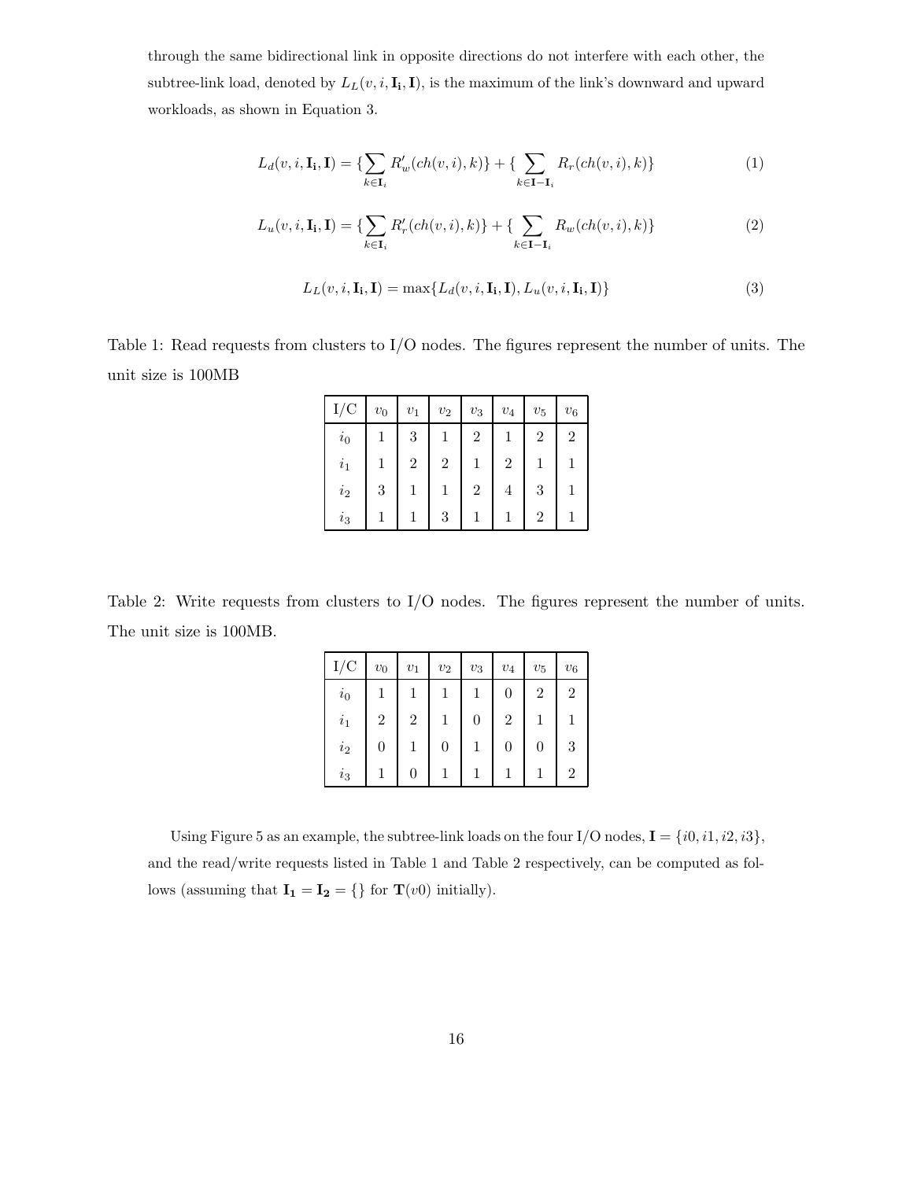through the same bidirectional link in opposite directions do not interfere with each other, the subtree-link load, denoted by $L_L(v, i, \mathbf{I_i}, \mathbf{I})$, is the maximum of the link's downward and upward workloads, as shown in Equation 3.

$$L_d(v, i, \mathbf{I_i}, \mathbf{I}) = \{\sum_{k \in \mathbf{I}_i} R'_w(ch(v, i), k)\} + \{\sum_{k \in \mathbf{I} - \mathbf{I}_i} R_r(ch(v, i), k)\} \tag{1}$$

$$L_u(v, i, \mathbf{I_i}, \mathbf{I}) = \{\sum_{k \in \mathbf{I}_i} R'_r(ch(v, i), k)\} + \{\sum_{k \in \mathbf{I} - \mathbf{I}_i} R_w(ch(v, i), k)\} \tag{2}$$

$$L_L(v, i, \mathbf{I_i}, \mathbf{I}) = \max\{L_d(v, i, \mathbf{I_i}, \mathbf{I}), L_u(v, i, \mathbf{I_i}, \mathbf{I})\} \tag{3}$$

Table 1: Read requests from clusters to I/O nodes. The figures represent the number of units. The unit size is 100MB

| I/C | $v_0$ | $v_1$ | $v_2$ | $v_3$ | $v_4$ | $v_5$ | $v_6$ |
|---|---|---|---|---|---|---|---|
| $i_0$ | 1 | 3 | 1 | 2 | 1 | 2 | 2 |
| $i_1$ | 1 | 2 | 2 | 1 | 2 | 1 | 1 |
| $i_2$ | 3 | 1 | 1 | 2 | 4 | 3 | 1 |
| $i_3$ | 1 | 1 | 3 | 1 | 1 | 2 | 1 |

Table 2: Write requests from clusters to I/O nodes. The figures represent the number of units. The unit size is 100MB.

| I/C | $v_0$ | $v_1$ | $v_2$ | $v_3$ | $v_4$ | $v_5$ | $v_6$ |
|---|---|---|---|---|---|---|---|
| $i_0$ | 1 | 1 | 1 | 1 | 0 | 2 | 2 |
| $i_1$ | 2 | 2 | 1 | 0 | 2 | 1 | 1 |
| $i_2$ | 0 | 1 | 0 | 1 | 0 | 0 | 3 |
| $i_3$ | 1 | 0 | 1 | 1 | 1 | 1 | 2 |

Using Figure 5 as an example, the subtree-link loads on the four I/O nodes, $\mathbf{I} = \{i0, i1, i2, i3\}$, and the read/write requests listed in Table 1 and Table 2 respectively, can be computed as follows (assuming that $\mathbf{I_1} = \mathbf{I_2} = \{\}$ for $\mathbf{T}(v0)$ initially).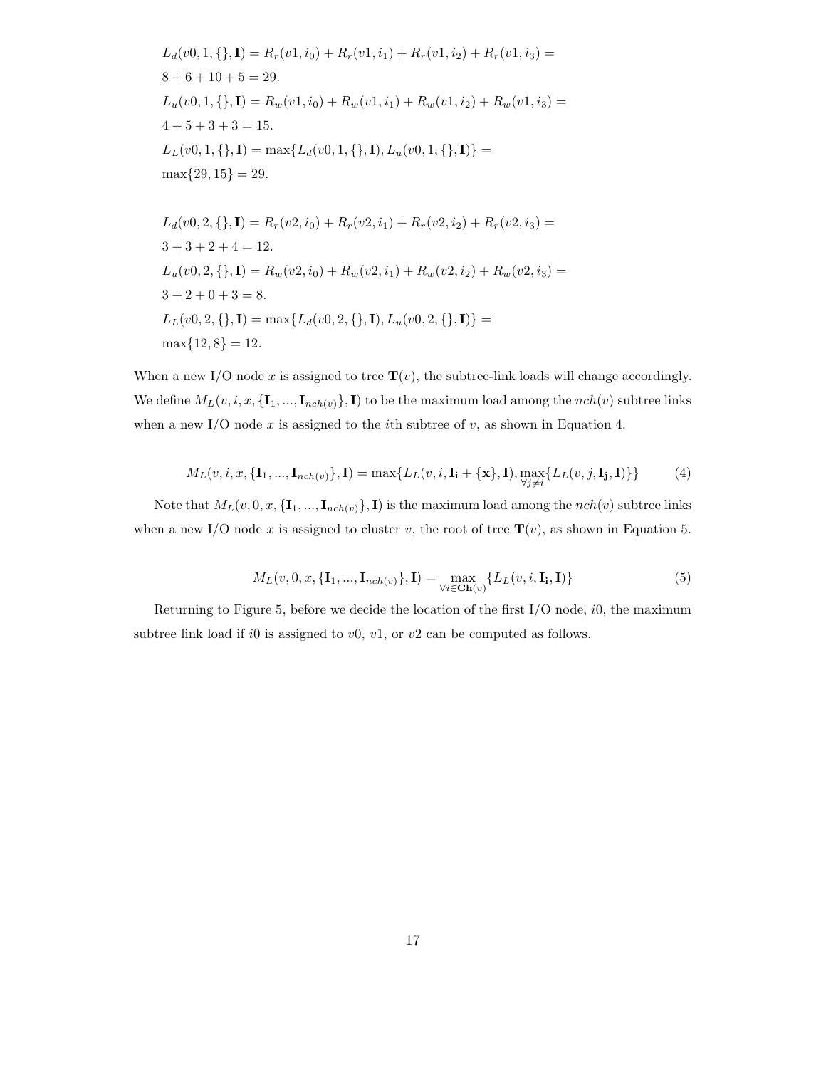$L_d(v0, 1, \{\}, \mathbf{I}) = R_r(v1, i_0) + R_r(v1, i_1) + R_r(v1, i_2) + R_r(v1, i_3) =$

$8 + 6 + 10 + 5 = 29.$

$L_u(v0, 1, \{\}, \mathbf{I}) = R_w(v1, i_0) + R_w(v1, i_1) + R_w(v1, i_2) + R_w(v1, i_3) =$

$4 + 5 + 3 + 3 = 15.$

$L_L(v0, 1, \{\}, \mathbf{I}) = \max\{L_d(v0, 1, \{\}, \mathbf{I}), L_u(v0, 1, \{\}, \mathbf{I})\} =$

$\max\{29, 15\} = 29.$

$L_d(v0, 2, \{\}, \mathbf{I}) = R_r(v2, i_0) + R_r(v2, i_1) + R_r(v2, i_2) + R_r(v2, i_3) =$

$3 + 3 + 2 + 4 = 12.$

$L_u(v0, 2, \{\}, \mathbf{I}) = R_w(v2, i_0) + R_w(v2, i_1) + R_w(v2, i_2) + R_w(v2, i_3) =$

$3 + 2 + 0 + 3 = 8.$

$L_L(v0, 2, \{\}, \mathbf{I}) = \max\{L_d(v0, 2, \{\}, \mathbf{I}), L_u(v0, 2, \{\}, \mathbf{I})\} =$

$\max\{12, 8\} = 12.$

When a new I/O node $x$ is assigned to tree $\mathbf{T}(v)$, the subtree-link loads will change accordingly. We define $M_L(v, i, x, \{\mathbf{I}_1, ..., \mathbf{I}_{nch(v)}\}, \mathbf{I})$ to be the maximum load among the $nch(v)$ subtree links when a new I/O node $x$ is assigned to the $i$th subtree of $v$, as shown in Equation 4.

$$M_L(v, i, x, \{\mathbf{I}_1, ..., \mathbf{I}_{nch(v)}\}, \mathbf{I}) = \max\{L_L(v, i, \mathbf{I_i} + \{\mathbf{x}\}, \mathbf{I}), \max_{\forall j \neq i}\{L_L(v, j, \mathbf{I_j}, \mathbf{I})\}\} \tag{4}$$

Note that $M_L(v, 0, x, \{\mathbf{I}_1, ..., \mathbf{I}_{nch(v)}\}, \mathbf{I})$ is the maximum load among the $nch(v)$ subtree links when a new I/O node $x$ is assigned to cluster $v$, the root of tree $\mathbf{T}(v)$, as shown in Equation 5.

$$M_L(v, 0, x, \{\mathbf{I}_1, ..., \mathbf{I}_{nch(v)}\}, \mathbf{I}) = \max_{\forall i \in \mathbf{Ch}(v)}\{L_L(v, i, \mathbf{I_i}, \mathbf{I})\} \tag{5}$$

Returning to Figure 5, before we decide the location of the first I/O node, $i0$, the maximum subtree link load if $i0$ is assigned to $v0$, $v1$, or $v2$ can be computed as follows.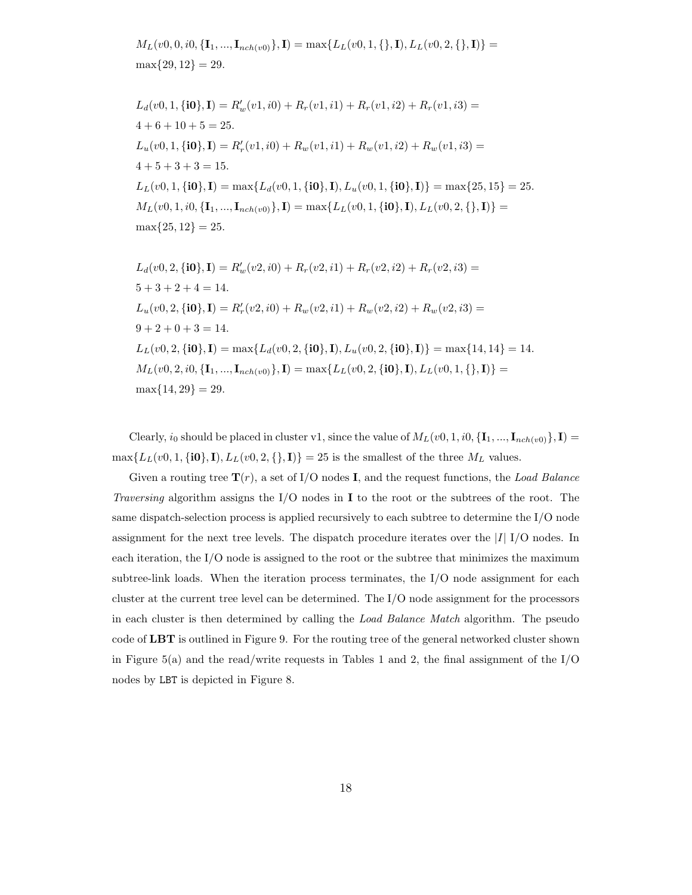$M_L(v0, 0, i0, \{\mathbf{I}_1, ..., \mathbf{I}_{nch(v0)}\}, \mathbf{I}) = \max\{L_L(v0, 1, \{\}, \mathbf{I}), L_L(v0, 2, \{\}, \mathbf{I})\} =$
$\max\{29, 12\} = 29.$

$L_d(v0, 1, \{\mathbf{i0}\}, \mathbf{I}) = R'_w(v1, i0) + R_r(v1, i1) + R_r(v1, i2) + R_r(v1, i3) =$
$4 + 6 + 10 + 5 = 25.$
$L_u(v0, 1, \{\mathbf{i0}\}, \mathbf{I}) = R'_r(v1, i0) + R_w(v1, i1) + R_w(v1, i2) + R_w(v1, i3) =$
$4 + 5 + 3 + 3 = 15.$
$L_L(v0, 1, \{\mathbf{i0}\}, \mathbf{I}) = \max\{L_d(v0, 1, \{\mathbf{i0}\}, \mathbf{I}), L_u(v0, 1, \{\mathbf{i0}\}, \mathbf{I})\} = \max\{25, 15\} = 25.$
$M_L(v0, 1, i0, \{\mathbf{I}_1, ..., \mathbf{I}_{nch(v0)}\}, \mathbf{I}) = \max\{L_L(v0, 1, \{\mathbf{i0}\}, \mathbf{I}), L_L(v0, 2, \{\}, \mathbf{I})\} =$
$\max\{25, 12\} = 25.$

$L_d(v0, 2, \{\mathbf{i0}\}, \mathbf{I}) = R'_w(v2, i0) + R_r(v2, i1) + R_r(v2, i2) + R_r(v2, i3) =$
$5 + 3 + 2 + 4 = 14.$
$L_u(v0, 2, \{\mathbf{i0}\}, \mathbf{I}) = R'_r(v2, i0) + R_w(v2, i1) + R_w(v2, i2) + R_w(v2, i3) =$
$9 + 2 + 0 + 3 = 14.$
$L_L(v0, 2, \{\mathbf{i0}\}, \mathbf{I}) = \max\{L_d(v0, 2, \{\mathbf{i0}\}, \mathbf{I}), L_u(v0, 2, \{\mathbf{i0}\}, \mathbf{I})\} = \max\{14, 14\} = 14.$
$M_L(v0, 2, i0, \{\mathbf{I}_1, ..., \mathbf{I}_{nch(v0)}\}, \mathbf{I}) = \max\{L_L(v0, 2, \{\mathbf{i0}\}, \mathbf{I}), L_L(v0, 1, \{\}, \mathbf{I})\} =$
$\max\{14, 29\} = 29.$

Clearly, $i_0$ should be placed in cluster v1, since the value of $M_L(v0, 1, i0, \{\mathbf{I}_1, ..., \mathbf{I}_{nch(v0)}\}, \mathbf{I}) = \max\{L_L(v0, 1, \{\mathbf{i0}\}, \mathbf{I}), L_L(v0, 2, \{\}, \mathbf{I})\} = 25$ is the smallest of the three $M_L$ values.

Given a routing tree $\mathbf{T}(r)$, a set of I/O nodes $\mathbf{I}$, and the request functions, the *Load Balance Traversing* algorithm assigns the I/O nodes in $\mathbf{I}$ to the root or the subtrees of the root. The same dispatch-selection process is applied recursively to each subtree to determine the I/O node assignment for the next tree levels. The dispatch procedure iterates over the $|I|$ I/O nodes. In each iteration, the I/O node is assigned to the root or the subtree that minimizes the maximum subtree-link loads. When the iteration process terminates, the I/O node assignment for each cluster at the current tree level can be determined. The I/O node assignment for the processors in each cluster is then determined by calling the *Load Balance Match* algorithm. The pseudo code of **LBT** is outlined in Figure 9. For the routing tree of the general networked cluster shown in Figure 5(a) and the read/write requests in Tables 1 and 2, the final assignment of the I/O nodes by LBT is depicted in Figure 8.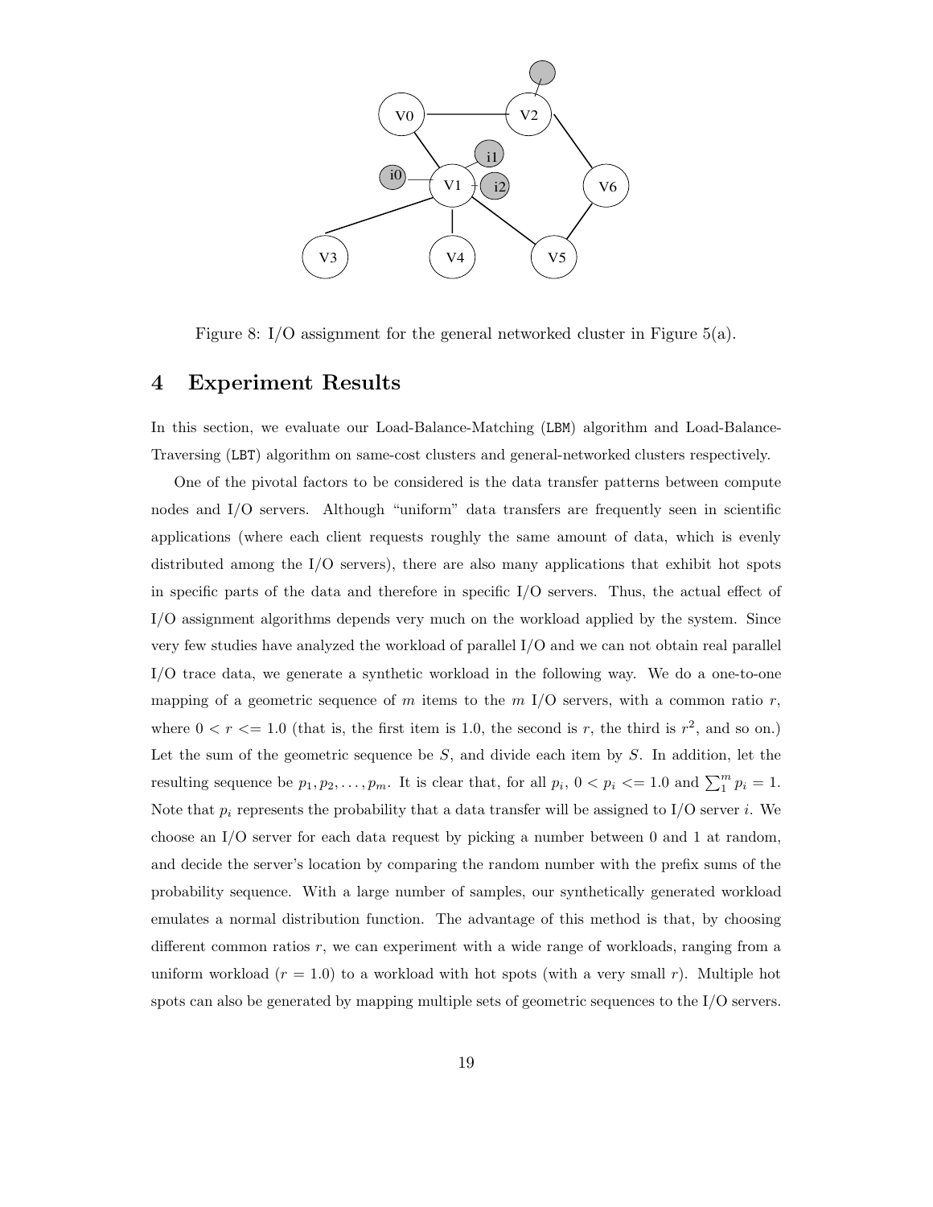Figure 8: I/O assignment for the general networked cluster in Figure 5(a).

# 4 Experiment Results

In this section, we evaluate our Load-Balance-Matching (LBM) algorithm and Load-Balance-Traversing (LBT) algorithm on same-cost clusters and general-networked clusters respectively.

One of the pivotal factors to be considered is the data transfer patterns between compute nodes and I/O servers. Although "uniform" data transfers are frequently seen in scientific applications (where each client requests roughly the same amount of data, which is evenly distributed among the I/O servers), there are also many applications that exhibit hot spots in specific parts of the data and therefore in specific I/O servers. Thus, the actual effect of I/O assignment algorithms depends very much on the workload applied by the system. Since very few studies have analyzed the workload of parallel I/O and we can not obtain real parallel I/O trace data, we generate a synthetic workload in the following way. We do a one-to-one mapping of a geometric sequence of $m$ items to the $m$ I/O servers, with a common ratio $r$, where $0 < r <= 1.0$ (that is, the first item is 1.0, the second is $r$, the third is $r^2$, and so on.) Let the sum of the geometric sequence be $S$, and divide each item by $S$. In addition, let the resulting sequence be $p_1, p_2, \ldots, p_m$. It is clear that, for all $p_i$, $0 < p_i <= 1.0$ and $\sum_1^m p_i = 1$. Note that $p_i$ represents the probability that a data transfer will be assigned to I/O server $i$. We choose an I/O server for each data request by picking a number between 0 and 1 at random, and decide the server's location by comparing the random number with the prefix sums of the probability sequence. With a large number of samples, our synthetically generated workload emulates a normal distribution function. The advantage of this method is that, by choosing different common ratios $r$, we can experiment with a wide range of workloads, ranging from a uniform workload ($r = 1.0$) to a workload with hot spots (with a very small $r$). Multiple hot spots can also be generated by mapping multiple sets of geometric sequences to the I/O servers.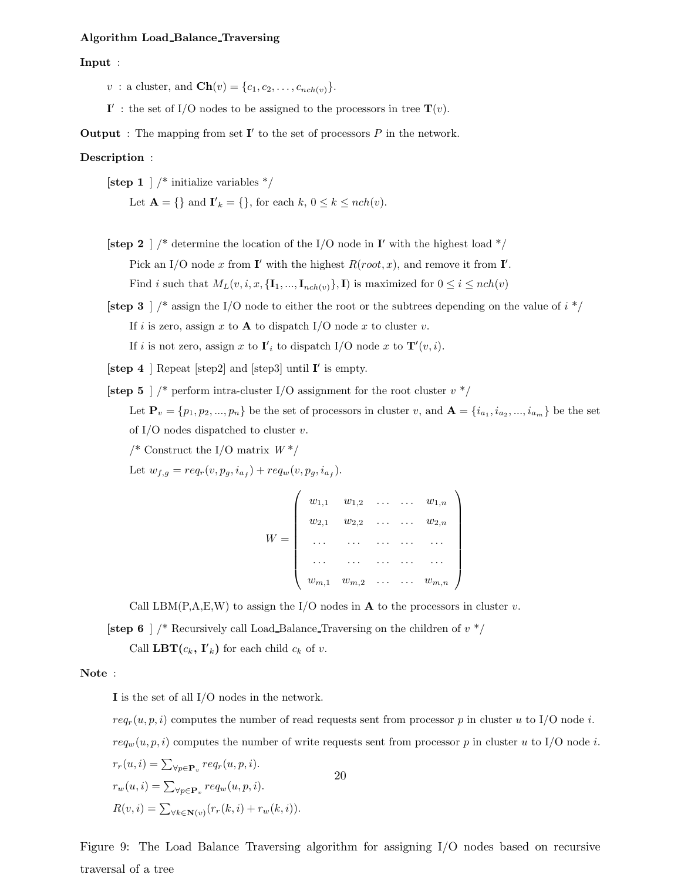**Algorithm Load_Balance_Traversing**

**Input** :

$v$ : a cluster, and $\mathbf{Ch}(v) = \{c_1, c_2, \ldots, c_{nch(v)}\}$.

$\mathbf{I}'$ : the set of I/O nodes to be assigned to the processors in tree $\mathbf{T}(v)$.

**Output** : The mapping from set $\mathbf{I}'$ to the set of processors $P$ in the network.

**Description** :

**[step 1 ]** /* initialize variables */

Let $\mathbf{A} = \{\}$ and $\mathbf{I}'_k = \{\}$, for each $k$, $0 \leq k \leq nch(v)$.

**[step 2 ]** /* determine the location of the I/O node in $\mathbf{I}'$ with the highest load */

Pick an I/O node $x$ from $\mathbf{I}'$ with the highest $R(root, x)$, and remove it from $\mathbf{I}'$.

Find $i$ such that $M_L(v, i, x, \{\mathbf{I}_1, ..., \mathbf{I}_{nch(v)}\}, \mathbf{I})$ is maximized for $0 \leq i \leq nch(v)$

**[step 3 ]** /* assign the I/O node to either the root or the subtrees depending on the value of $i$ */

If $i$ is zero, assign $x$ to $\mathbf{A}$ to dispatch I/O node $x$ to cluster $v$.

If $i$ is not zero, assign $x$ to $\mathbf{I}'_i$ to dispatch I/O node $x$ to $\mathbf{T}'(v, i)$.

**[step 4 ]** Repeat [step2] and [step3] until $\mathbf{I}'$ is empty.

**[step 5 ]** /* perform intra-cluster I/O assignment for the root cluster $v$ */

Let $\mathbf{P}_v = \{p_1, p_2, ..., p_n\}$ be the set of processors in cluster $v$, and $\mathbf{A} = \{i_{a_1}, i_{a_2}, ..., i_{a_m}\}$ be the set of I/O nodes dispatched to cluster $v$.

/* Construct the I/O matrix $W$ */

Let $w_{f,g} = req_r(v, p_g, i_{a_f}) + req_w(v, p_g, i_{a_f})$.

$$W = \begin{pmatrix} w_{1,1} & w_{1,2} & \ldots & \ldots & w_{1,n} \\ w_{2,1} & w_{2,2} & \ldots & \ldots & w_{2,n} \\ \ldots & \ldots & \ldots & \ldots & \ldots \\ \ldots & \ldots & \ldots & \ldots & \ldots \\ w_{m,1} & w_{m,2} & \ldots & \ldots & w_{m,n} \end{pmatrix}$$

Call LBM(P,A,E,W) to assign the I/O nodes in $\mathbf{A}$ to the processors in cluster $v$.

**[step 6 ]** /* Recursively call Load_Balance_Traversing on the children of $v$ */

Call **LBT($c_k$, $\mathbf{I}'_k$)** for each child $c_k$ of $v$.

**Note** :

$\mathbf{I}$ is the set of all I/O nodes in the network.

$req_r(u, p, i)$ computes the number of read requests sent from processor $p$ in cluster $u$ to I/O node $i$.

$req_w(u, p, i)$ computes the number of write requests sent from processor $p$ in cluster $u$ to I/O node $i$.

$r_r(u, i) = \sum_{\forall p \in \mathbf{P}_v} req_r(u, p, i)$.

$r_w(u, i) = \sum_{\forall p \in \mathbf{P}_v} req_w(u, p, i)$.

$R(v, i) = \sum_{\forall k \in \mathbf{N}(v)} (r_r(k, i) + r_w(k, i))$.

Figure 9: The Load Balance Traversing algorithm for assigning I/O nodes based on recursive traversal of a tree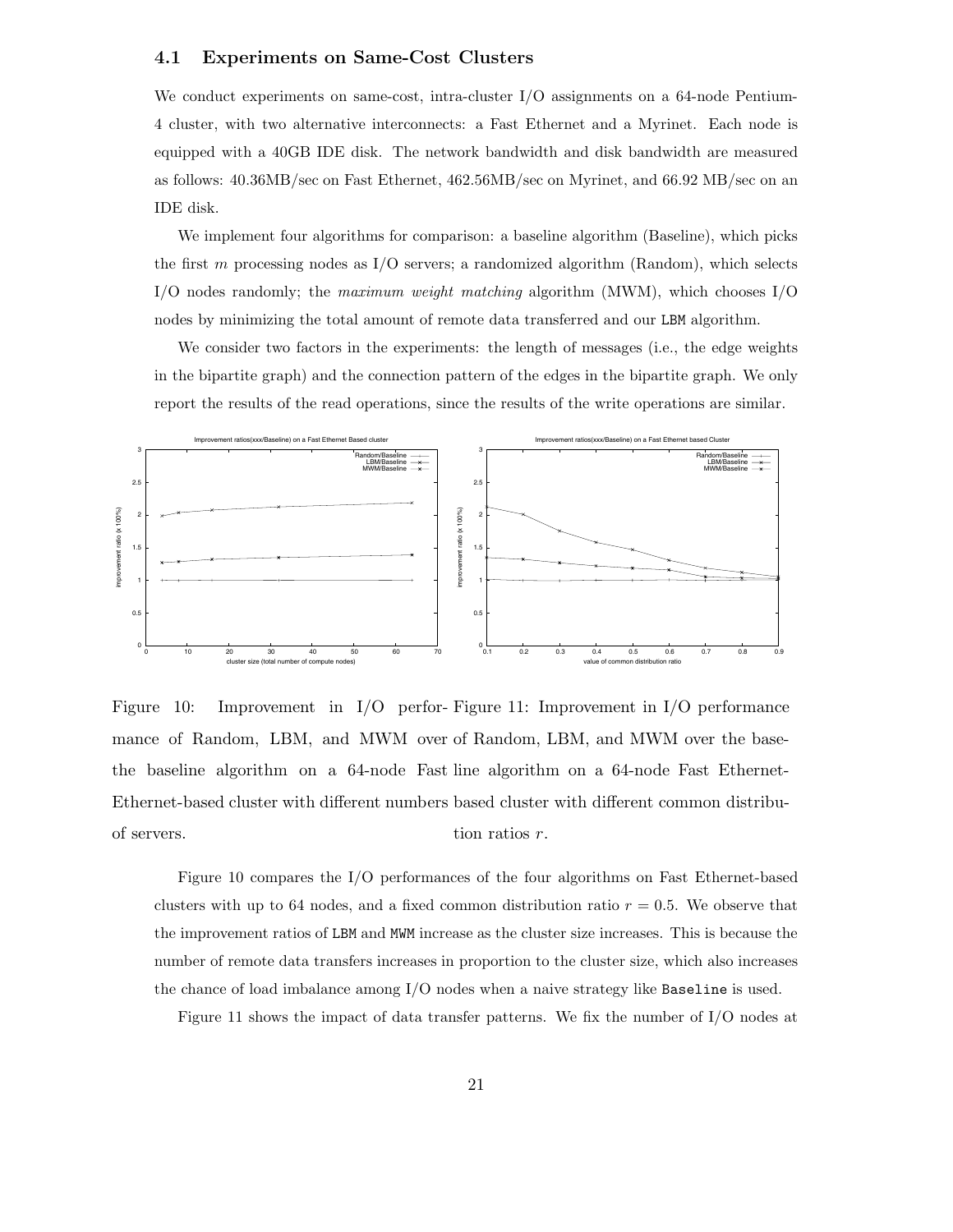### 4.1 Experiments on Same-Cost Clusters

We conduct experiments on same-cost, intra-cluster I/O assignments on a 64-node Pentium-4 cluster, with two alternative interconnects: a Fast Ethernet and a Myrinet. Each node is equipped with a 40GB IDE disk. The network bandwidth and disk bandwidth are measured as follows: 40.36MB/sec on Fast Ethernet, 462.56MB/sec on Myrinet, and 66.92 MB/sec on an IDE disk.

We implement four algorithms for comparison: a baseline algorithm (Baseline), which picks the first $m$ processing nodes as I/O servers; a randomized algorithm (Random), which selects I/O nodes randomly; the *maximum weight matching* algorithm (MWM), which chooses I/O nodes by minimizing the total amount of remote data transferred and our LBM algorithm.

We consider two factors in the experiments: the length of messages (i.e., the edge weights in the bipartite graph) and the connection pattern of the edges in the bipartite graph. We only report the results of the read operations, since the results of the write operations are similar.

Figure 10: Improvement in I/O performance of Random, LBM, and MWM over the baseline algorithm on a 64-node Fast Ethernet-based cluster with different numbers of servers.

Figure 11: Improvement in I/O performance of Random, LBM, and MWM over the baseline algorithm on a 64-node Fast Ethernet-based cluster with different common distribution ratios $r$.

Figure 10 compares the I/O performances of the four algorithms on Fast Ethernet-based clusters with up to 64 nodes, and a fixed common distribution ratio $r = 0.5$. We observe that the improvement ratios of LBM and MWM increase as the cluster size increases. This is because the number of remote data transfers increases in proportion to the cluster size, which also increases the chance of load imbalance among I/O nodes when a naive strategy like Baseline is used.

Figure 11 shows the impact of data transfer patterns. We fix the number of I/O nodes at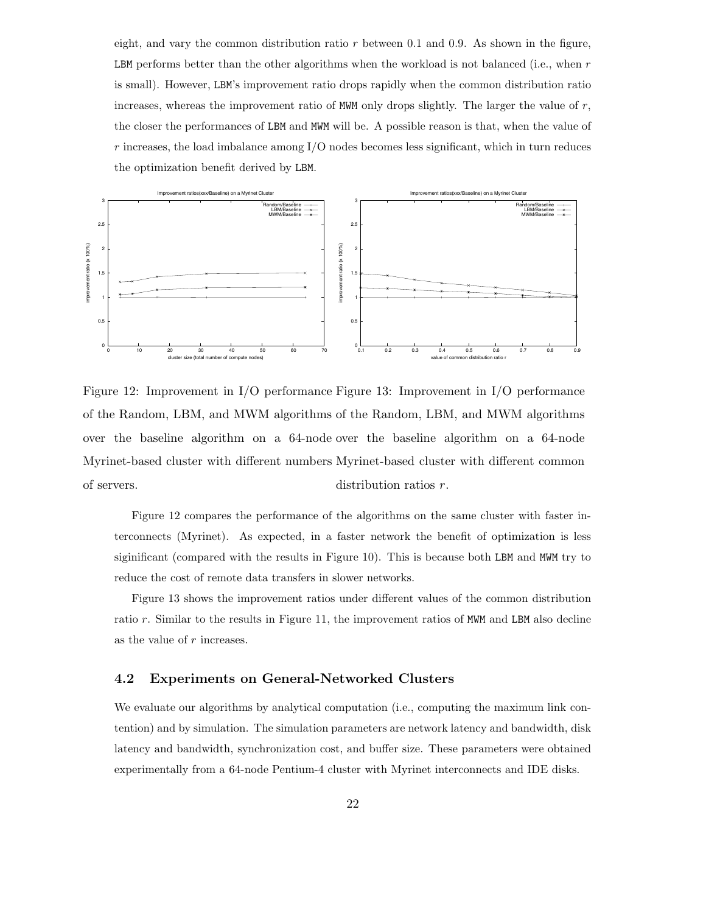eight, and vary the common distribution ratio $r$ between 0.1 and 0.9. As shown in the figure, LBM performs better than the other algorithms when the workload is not balanced (i.e., when $r$ is small). However, LBM's improvement ratio drops rapidly when the common distribution ratio increases, whereas the improvement ratio of MWM only drops slightly. The larger the value of $r$, the closer the performances of LBM and MWM will be. A possible reason is that, when the value of $r$ increases, the load imbalance among I/O nodes becomes less significant, which in turn reduces the optimization benefit derived by LBM.

Figure 12: Improvement in I/O performance of the Random, LBM, and MWM algorithms over the baseline algorithm on a 64-node Myrinet-based cluster with different numbers of servers.

Figure 13: Improvement in I/O performance of the Random, LBM, and MWM algorithms over the baseline algorithm on a 64-node Myrinet-based cluster with different common distribution ratios $r$.

Figure 12 compares the performance of the algorithms on the same cluster with faster interconnects (Myrinet). As expected, in a faster network the benefit of optimization is less siginificant (compared with the results in Figure 10). This is because both LBM and MWM try to reduce the cost of remote data transfers in slower networks.

Figure 13 shows the improvement ratios under different values of the common distribution ratio $r$. Similar to the results in Figure 11, the improvement ratios of MWM and LBM also decline as the value of $r$ increases.

## 4.2 Experiments on General-Networked Clusters

We evaluate our algorithms by analytical computation (i.e., computing the maximum link contention) and by simulation. The simulation parameters are network latency and bandwidth, disk latency and bandwidth, synchronization cost, and buffer size. These parameters were obtained experimentally from a 64-node Pentium-4 cluster with Myrinet interconnects and IDE disks.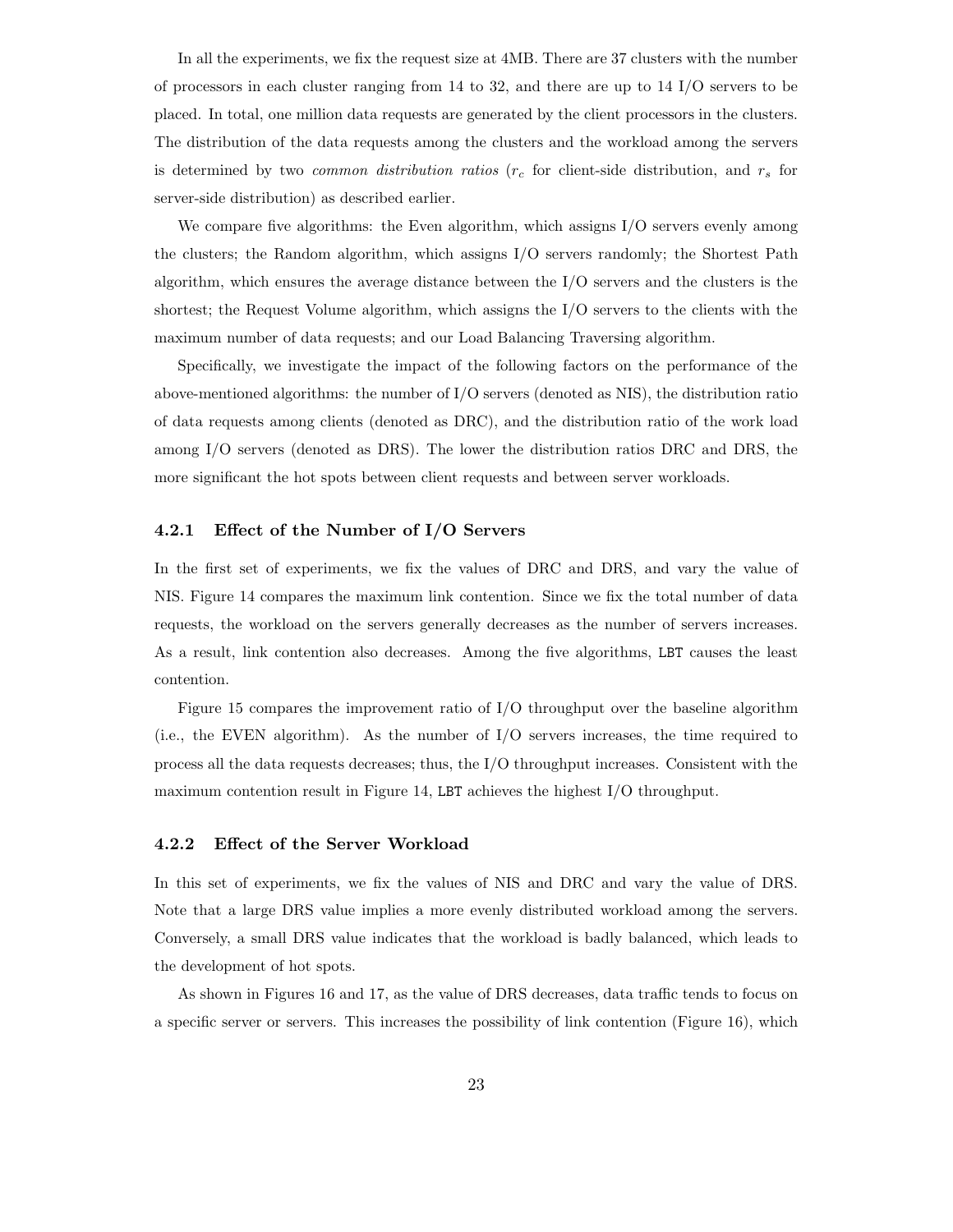In all the experiments, we fix the request size at 4MB. There are 37 clusters with the number of processors in each cluster ranging from 14 to 32, and there are up to 14 I/O servers to be placed. In total, one million data requests are generated by the client processors in the clusters. The distribution of the data requests among the clusters and the workload among the servers is determined by two *common distribution ratios* ($r_c$ for client-side distribution, and $r_s$ for server-side distribution) as described earlier.

We compare five algorithms: the Even algorithm, which assigns I/O servers evenly among the clusters; the Random algorithm, which assigns I/O servers randomly; the Shortest Path algorithm, which ensures the average distance between the I/O servers and the clusters is the shortest; the Request Volume algorithm, which assigns the I/O servers to the clients with the maximum number of data requests; and our Load Balancing Traversing algorithm.

Specifically, we investigate the impact of the following factors on the performance of the above-mentioned algorithms: the number of I/O servers (denoted as NIS), the distribution ratio of data requests among clients (denoted as DRC), and the distribution ratio of the work load among I/O servers (denoted as DRS). The lower the distribution ratios DRC and DRS, the more significant the hot spots between client requests and between server workloads.

### 4.2.1 Effect of the Number of I/O Servers

In the first set of experiments, we fix the values of DRC and DRS, and vary the value of NIS. Figure 14 compares the maximum link contention. Since we fix the total number of data requests, the workload on the servers generally decreases as the number of servers increases. As a result, link contention also decreases. Among the five algorithms, `LBT` causes the least contention.

Figure 15 compares the improvement ratio of I/O throughput over the baseline algorithm (i.e., the EVEN algorithm). As the number of I/O servers increases, the time required to process all the data requests decreases; thus, the I/O throughput increases. Consistent with the maximum contention result in Figure 14, `LBT` achieves the highest I/O throughput.

### 4.2.2 Effect of the Server Workload

In this set of experiments, we fix the values of NIS and DRC and vary the value of DRS. Note that a large DRS value implies a more evenly distributed workload among the servers. Conversely, a small DRS value indicates that the workload is badly balanced, which leads to the development of hot spots.

As shown in Figures 16 and 17, as the value of DRS decreases, data traffic tends to focus on a specific server or servers. This increases the possibility of link contention (Figure 16), which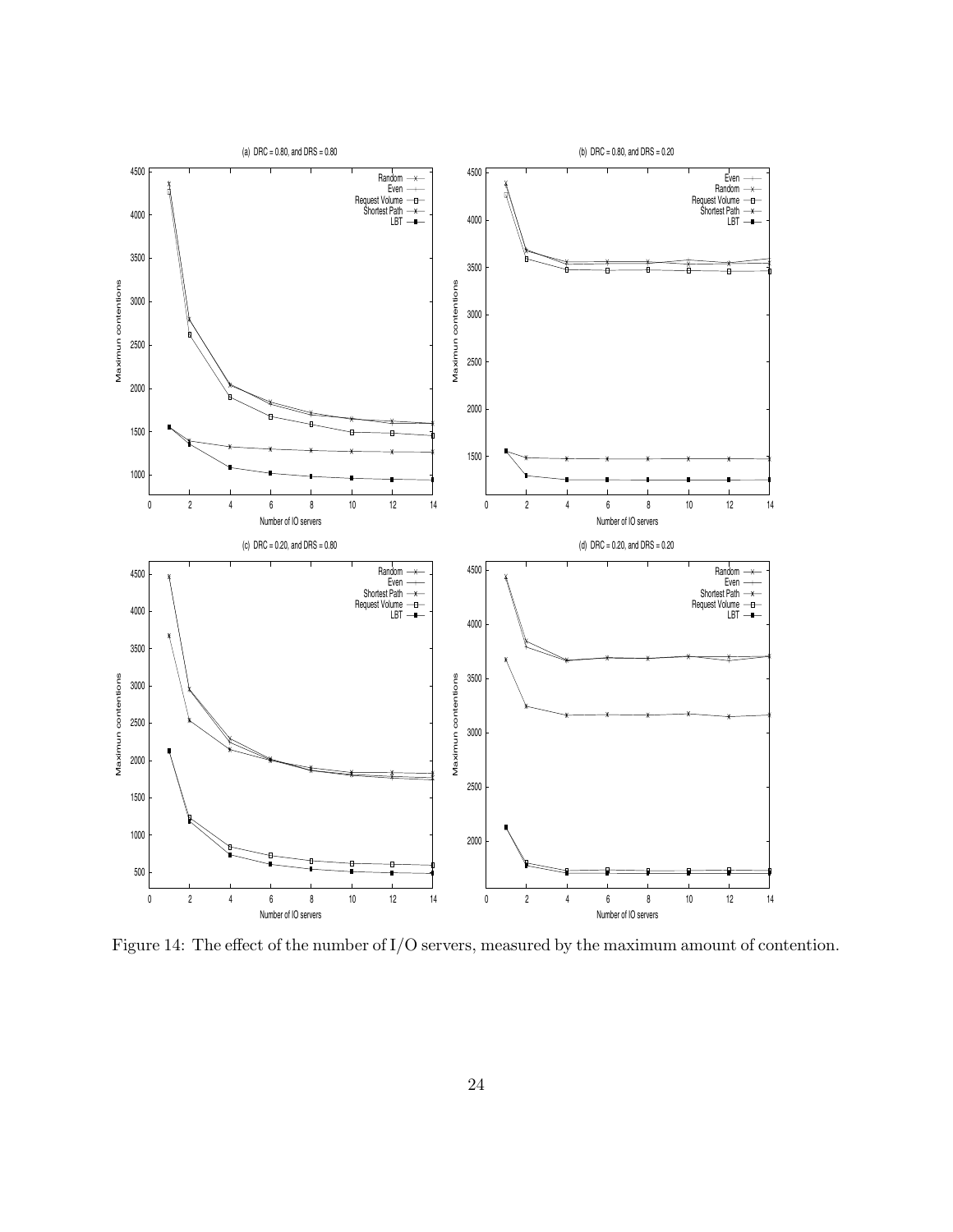Figure 14: The effect of the number of I/O servers, measured by the maximum amount of contention.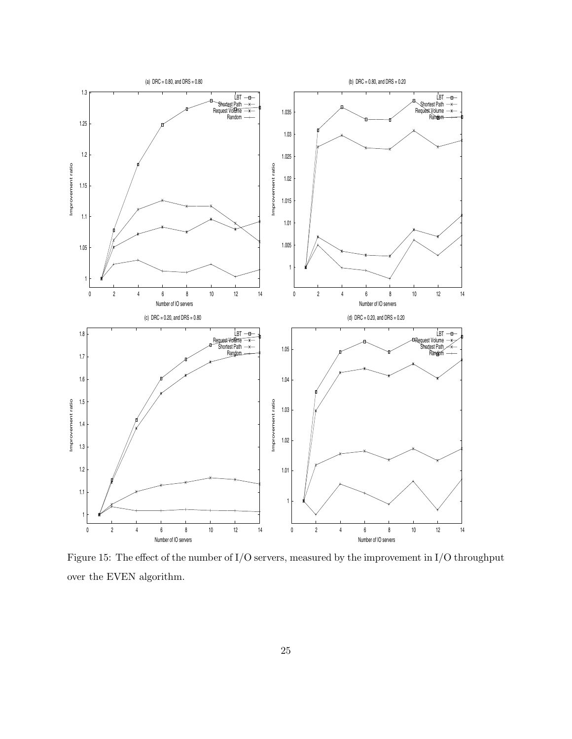Figure 15: The effect of the number of I/O servers, measured by the improvement in I/O throughput over the EVEN algorithm.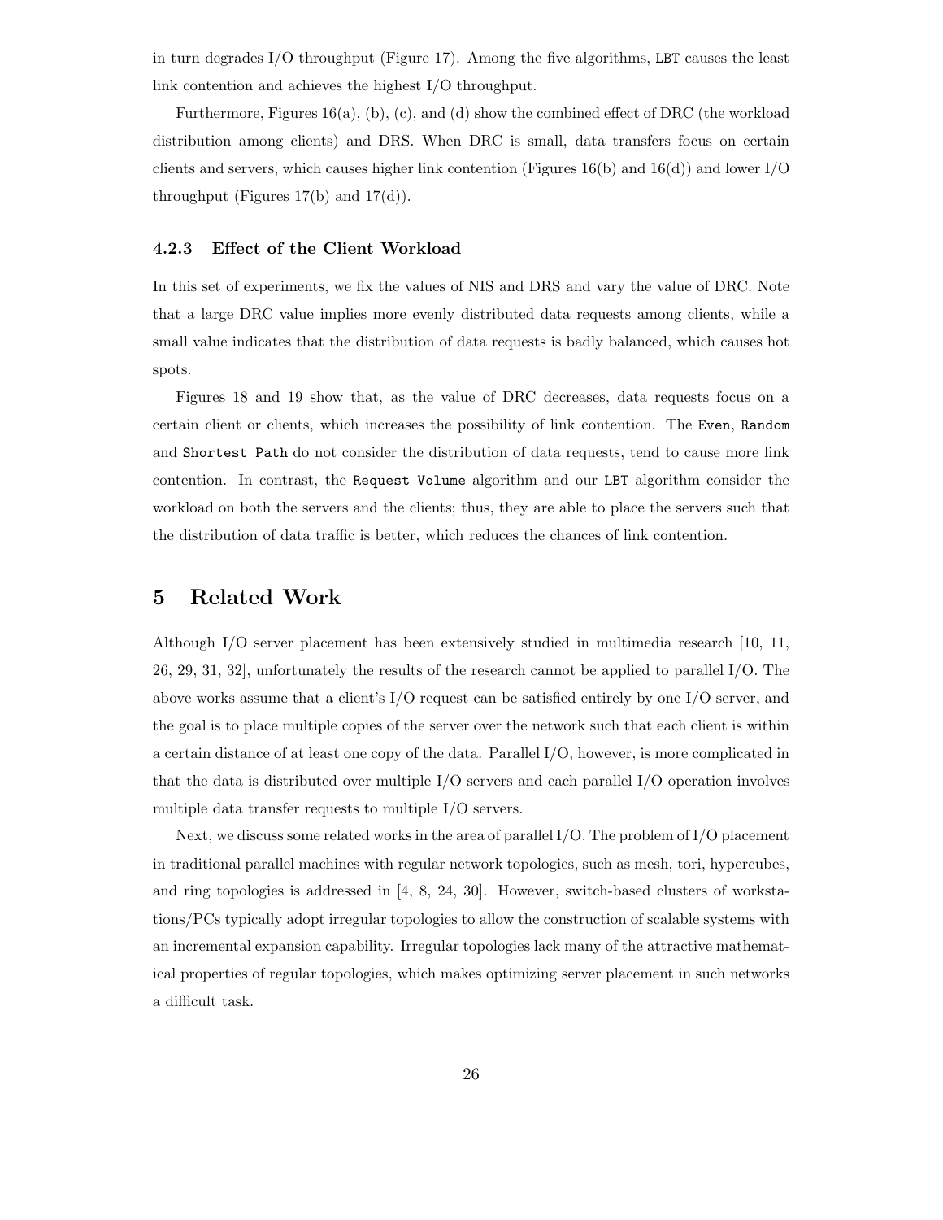in turn degrades I/O throughput (Figure 17). Among the five algorithms, `LBT` causes the least link contention and achieves the highest I/O throughput.

Furthermore, Figures 16(a), (b), (c), and (d) show the combined effect of DRC (the workload distribution among clients) and DRS. When DRC is small, data transfers focus on certain clients and servers, which causes higher link contention (Figures 16(b) and 16(d)) and lower I/O throughput (Figures 17(b) and 17(d)).

### 4.2.3 Effect of the Client Workload

In this set of experiments, we fix the values of NIS and DRS and vary the value of DRC. Note that a large DRC value implies more evenly distributed data requests among clients, while a small value indicates that the distribution of data requests is badly balanced, which causes hot spots.

Figures 18 and 19 show that, as the value of DRC decreases, data requests focus on a certain client or clients, which increases the possibility of link contention. The `Even`, `Random` and `Shortest Path` do not consider the distribution of data requests, tend to cause more link contention. In contrast, the `Request Volume` algorithm and our `LBT` algorithm consider the workload on both the servers and the clients; thus, they are able to place the servers such that the distribution of data traffic is better, which reduces the chances of link contention.

## 5 Related Work

Although I/O server placement has been extensively studied in multimedia research [10, 11, 26, 29, 31, 32], unfortunately the results of the research cannot be applied to parallel I/O. The above works assume that a client's I/O request can be satisfied entirely by one I/O server, and the goal is to place multiple copies of the server over the network such that each client is within a certain distance of at least one copy of the data. Parallel I/O, however, is more complicated in that the data is distributed over multiple I/O servers and each parallel I/O operation involves multiple data transfer requests to multiple I/O servers.

Next, we discuss some related works in the area of parallel I/O. The problem of I/O placement in traditional parallel machines with regular network topologies, such as mesh, tori, hypercubes, and ring topologies is addressed in [4, 8, 24, 30]. However, switch-based clusters of workstations/PCs typically adopt irregular topologies to allow the construction of scalable systems with an incremental expansion capability. Irregular topologies lack many of the attractive mathematical properties of regular topologies, which makes optimizing server placement in such networks a difficult task.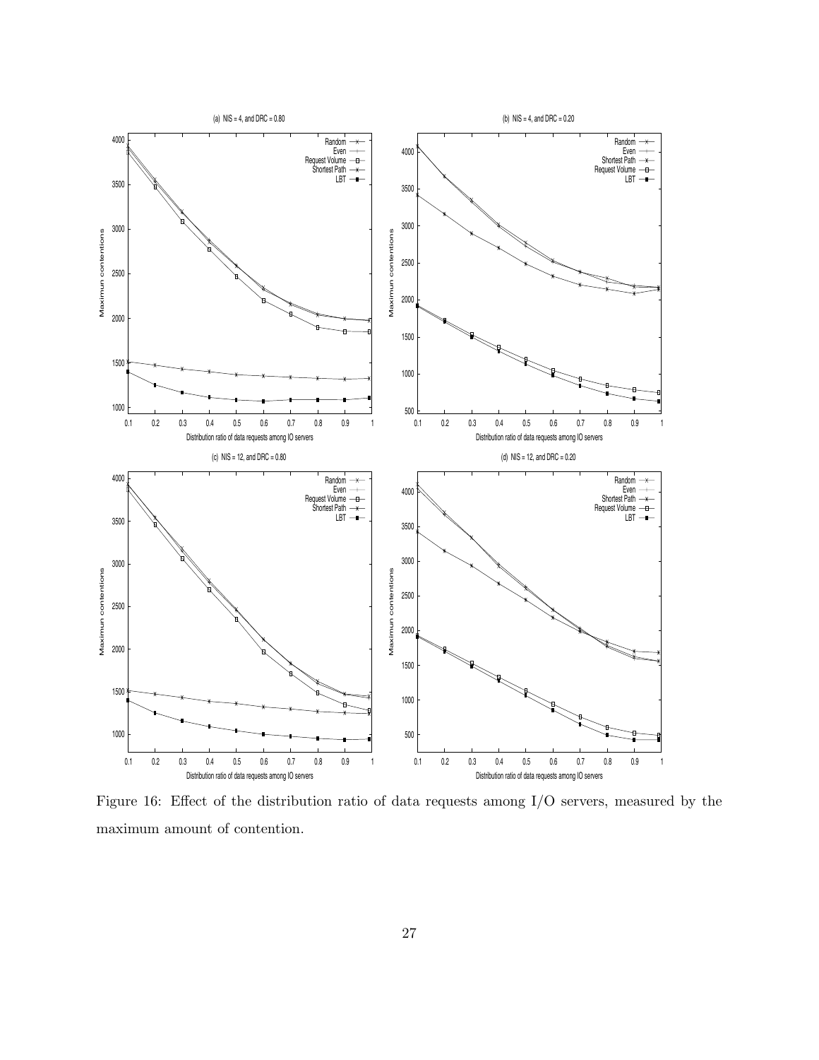Figure 16: Effect of the distribution ratio of data requests among I/O servers, measured by the maximum amount of contention.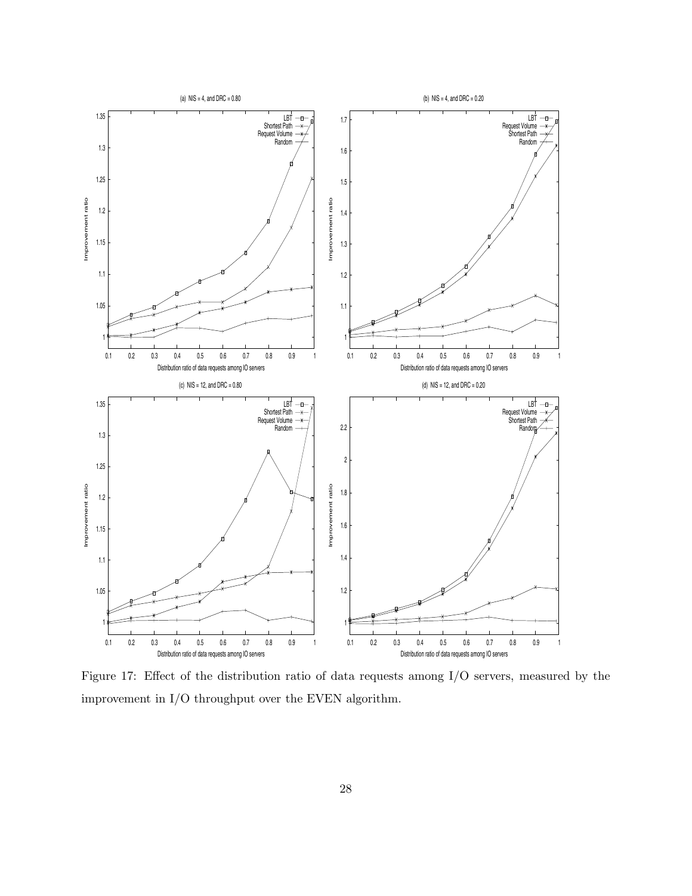Figure 17: Effect of the distribution ratio of data requests among I/O servers, measured by the improvement in I/O throughput over the EVEN algorithm.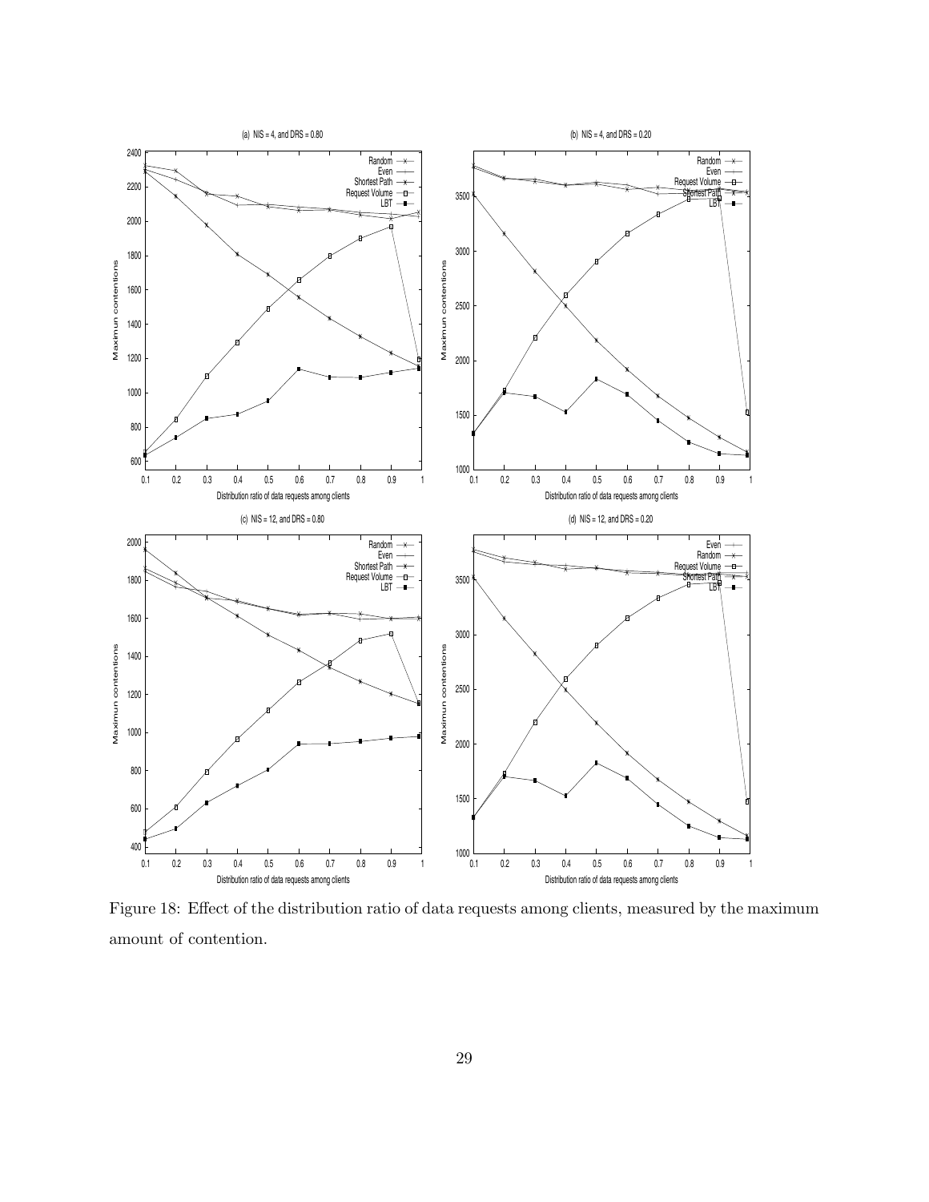Figure 18: Effect of the distribution ratio of data requests among clients, measured by the maximum amount of contention.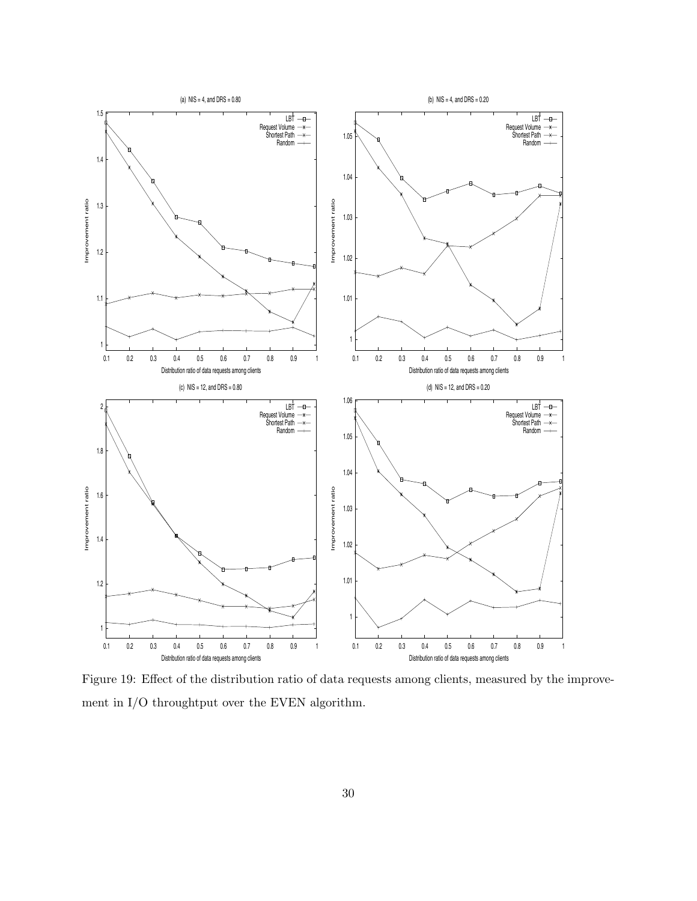Figure 19: Effect of the distribution ratio of data requests among clients, measured by the improvement in I/O throughtput over the EVEN algorithm.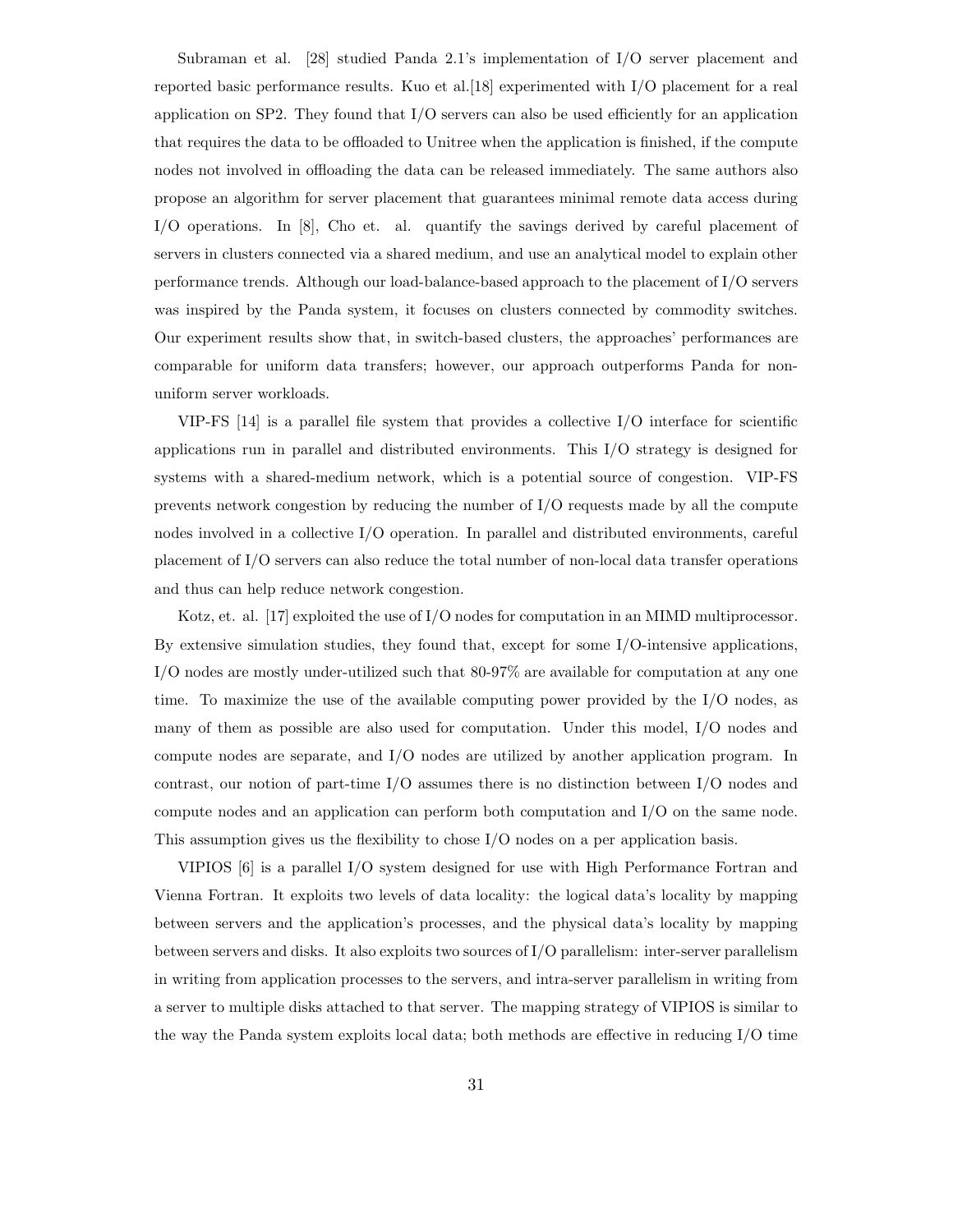Subraman et al. [28] studied Panda 2.1's implementation of I/O server placement and reported basic performance results. Kuo et al.[18] experimented with I/O placement for a real application on SP2. They found that I/O servers can also be used efficiently for an application that requires the data to be offloaded to Unitree when the application is finished, if the compute nodes not involved in offloading the data can be released immediately. The same authors also propose an algorithm for server placement that guarantees minimal remote data access during I/O operations. In [8], Cho et. al. quantify the savings derived by careful placement of servers in clusters connected via a shared medium, and use an analytical model to explain other performance trends. Although our load-balance-based approach to the placement of I/O servers was inspired by the Panda system, it focuses on clusters connected by commodity switches. Our experiment results show that, in switch-based clusters, the approaches' performances are comparable for uniform data transfers; however, our approach outperforms Panda for non-uniform server workloads.

VIP-FS [14] is a parallel file system that provides a collective I/O interface for scientific applications run in parallel and distributed environments. This I/O strategy is designed for systems with a shared-medium network, which is a potential source of congestion. VIP-FS prevents network congestion by reducing the number of I/O requests made by all the compute nodes involved in a collective I/O operation. In parallel and distributed environments, careful placement of I/O servers can also reduce the total number of non-local data transfer operations and thus can help reduce network congestion.

Kotz, et. al. [17] exploited the use of I/O nodes for computation in an MIMD multiprocessor. By extensive simulation studies, they found that, except for some I/O-intensive applications, I/O nodes are mostly under-utilized such that 80-97% are available for computation at any one time. To maximize the use of the available computing power provided by the I/O nodes, as many of them as possible are also used for computation. Under this model, I/O nodes and compute nodes are separate, and I/O nodes are utilized by another application program. In contrast, our notion of part-time I/O assumes there is no distinction between I/O nodes and compute nodes and an application can perform both computation and I/O on the same node. This assumption gives us the flexibility to chose I/O nodes on a per application basis.

VIPIOS [6] is a parallel I/O system designed for use with High Performance Fortran and Vienna Fortran. It exploits two levels of data locality: the logical data's locality by mapping between servers and the application's processes, and the physical data's locality by mapping between servers and disks. It also exploits two sources of I/O parallelism: inter-server parallelism in writing from application processes to the servers, and intra-server parallelism in writing from a server to multiple disks attached to that server. The mapping strategy of VIPIOS is similar to the way the Panda system exploits local data; both methods are effective in reducing I/O time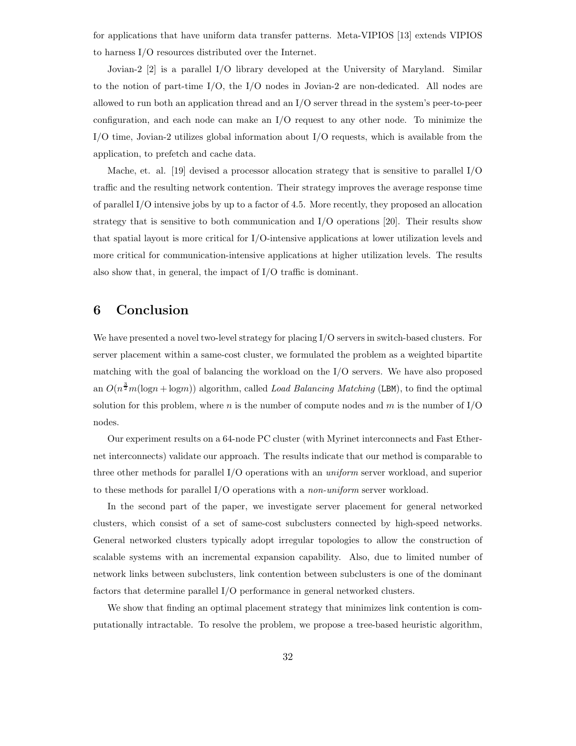for applications that have uniform data transfer patterns. Meta-VIPIOS [13] extends VIPIOS to harness I/O resources distributed over the Internet.

Jovian-2 [2] is a parallel I/O library developed at the University of Maryland. Similar to the notion of part-time I/O, the I/O nodes in Jovian-2 are non-dedicated. All nodes are allowed to run both an application thread and an I/O server thread in the system's peer-to-peer configuration, and each node can make an I/O request to any other node. To minimize the I/O time, Jovian-2 utilizes global information about I/O requests, which is available from the application, to prefetch and cache data.

Mache, et. al. [19] devised a processor allocation strategy that is sensitive to parallel I/O traffic and the resulting network contention. Their strategy improves the average response time of parallel I/O intensive jobs by up to a factor of 4.5. More recently, they proposed an allocation strategy that is sensitive to both communication and I/O operations [20]. Their results show that spatial layout is more critical for I/O-intensive applications at lower utilization levels and more critical for communication-intensive applications at higher utilization levels. The results also show that, in general, the impact of I/O traffic is dominant.

## 6 Conclusion

We have presented a novel two-level strategy for placing I/O servers in switch-based clusters. For server placement within a same-cost cluster, we formulated the problem as a weighted bipartite matching with the goal of balancing the workload on the I/O servers. We have also proposed an $O(n^{\frac{3}{2}}m(\log n + \log m))$ algorithm, called *Load Balancing Matching* (LBM), to find the optimal solution for this problem, where $n$ is the number of compute nodes and $m$ is the number of I/O nodes.

Our experiment results on a 64-node PC cluster (with Myrinet interconnects and Fast Ethernet interconnects) validate our approach. The results indicate that our method is comparable to three other methods for parallel I/O operations with an *uniform* server workload, and superior to these methods for parallel I/O operations with a *non-uniform* server workload.

In the second part of the paper, we investigate server placement for general networked clusters, which consist of a set of same-cost subclusters connected by high-speed networks. General networked clusters typically adopt irregular topologies to allow the construction of scalable systems with an incremental expansion capability. Also, due to limited number of network links between subclusters, link contention between subclusters is one of the dominant factors that determine parallel I/O performance in general networked clusters.

We show that finding an optimal placement strategy that minimizes link contention is computationally intractable. To resolve the problem, we propose a tree-based heuristic algorithm,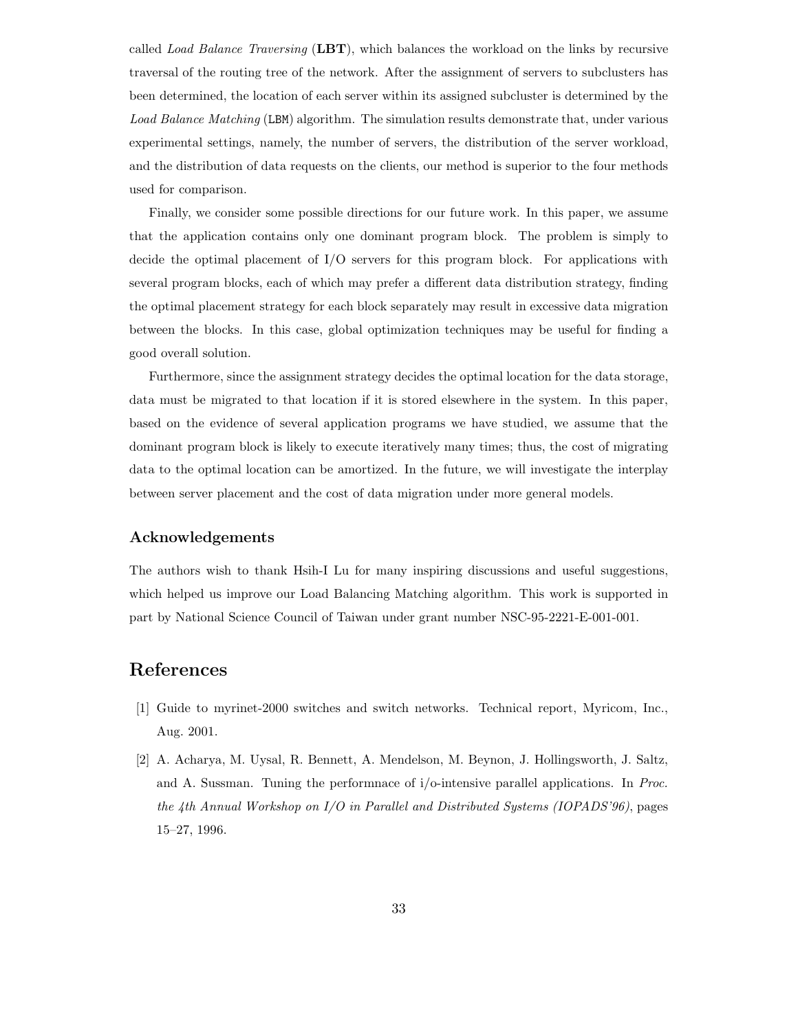called *Load Balance Traversing* (**LBT**), which balances the workload on the links by recursive traversal of the routing tree of the network. After the assignment of servers to subclusters has been determined, the location of each server within its assigned subcluster is determined by the *Load Balance Matching* (`LBM`) algorithm. The simulation results demonstrate that, under various experimental settings, namely, the number of servers, the distribution of the server workload, and the distribution of data requests on the clients, our method is superior to the four methods used for comparison.

Finally, we consider some possible directions for our future work. In this paper, we assume that the application contains only one dominant program block. The problem is simply to decide the optimal placement of I/O servers for this program block. For applications with several program blocks, each of which may prefer a different data distribution strategy, finding the optimal placement strategy for each block separately may result in excessive data migration between the blocks. In this case, global optimization techniques may be useful for finding a good overall solution.

Furthermore, since the assignment strategy decides the optimal location for the data storage, data must be migrated to that location if it is stored elsewhere in the system. In this paper, based on the evidence of several application programs we have studied, we assume that the dominant program block is likely to execute iteratively many times; thus, the cost of migrating data to the optimal location can be amortized. In the future, we will investigate the interplay between server placement and the cost of data migration under more general models.

### Acknowledgements

The authors wish to thank Hsih-I Lu for many inspiring discussions and useful suggestions, which helped us improve our Load Balancing Matching algorithm. This work is supported in part by National Science Council of Taiwan under grant number NSC-95-2221-E-001-001.

## References

[1] Guide to myrinet-2000 switches and switch networks. Technical report, Myricom, Inc., Aug. 2001.

[2] A. Acharya, M. Uysal, R. Bennett, A. Mendelson, M. Beynon, J. Hollingsworth, J. Saltz, and A. Sussman. Tuning the performnace of i/o-intensive parallel applications. In *Proc. the 4th Annual Workshop on I/O in Parallel and Distributed Systems (IOPADS'96)*, pages 15–27, 1996.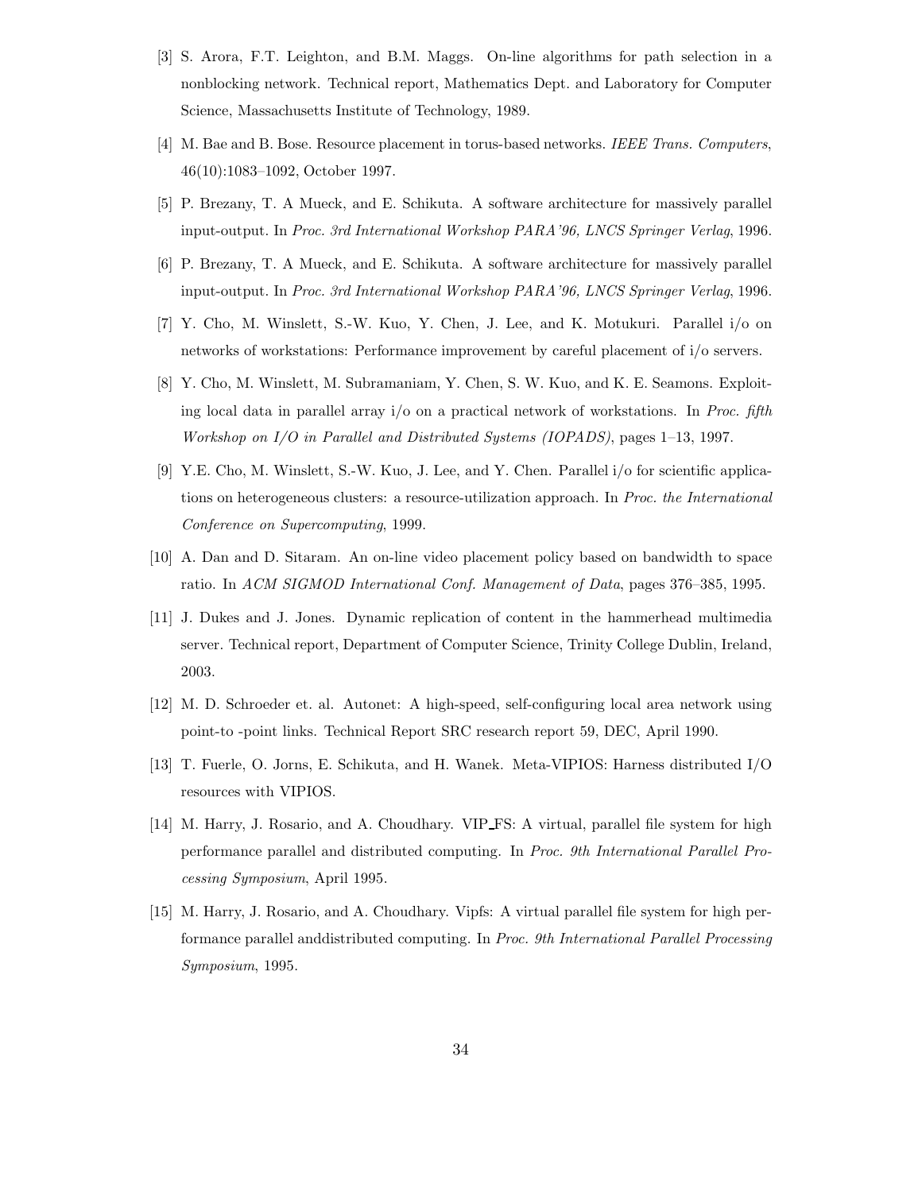[3] S. Arora, F.T. Leighton, and B.M. Maggs. On-line algorithms for path selection in a nonblocking network. Technical report, Mathematics Dept. and Laboratory for Computer Science, Massachusetts Institute of Technology, 1989.

[4] M. Bae and B. Bose. Resource placement in torus-based networks. *IEEE Trans. Computers*, 46(10):1083–1092, October 1997.

[5] P. Brezany, T. A Mueck, and E. Schikuta. A software architecture for massively parallel input-output. In *Proc. 3rd International Workshop PARA'96, LNCS Springer Verlag*, 1996.

[6] P. Brezany, T. A Mueck, and E. Schikuta. A software architecture for massively parallel input-output. In *Proc. 3rd International Workshop PARA'96, LNCS Springer Verlag*, 1996.

[7] Y. Cho, M. Winslett, S.-W. Kuo, Y. Chen, J. Lee, and K. Motukuri. Parallel i/o on networks of workstations: Performance improvement by careful placement of i/o servers.

[8] Y. Cho, M. Winslett, M. Subramaniam, Y. Chen, S. W. Kuo, and K. E. Seamons. Exploiting local data in parallel array i/o on a practical network of workstations. In *Proc. fifth Workshop on I/O in Parallel and Distributed Systems (IOPADS)*, pages 1–13, 1997.

[9] Y.E. Cho, M. Winslett, S.-W. Kuo, J. Lee, and Y. Chen. Parallel i/o for scientific applications on heterogeneous clusters: a resource-utilization approach. In *Proc. the International Conference on Supercomputing*, 1999.

[10] A. Dan and D. Sitaram. An on-line video placement policy based on bandwidth to space ratio. In *ACM SIGMOD International Conf. Management of Data*, pages 376–385, 1995.

[11] J. Dukes and J. Jones. Dynamic replication of content in the hammerhead multimedia server. Technical report, Department of Computer Science, Trinity College Dublin, Ireland, 2003.

[12] M. D. Schroeder et. al. Autonet: A high-speed, self-configuring local area network using point-to -point links. Technical Report SRC research report 59, DEC, April 1990.

[13] T. Fuerle, O. Jorns, E. Schikuta, and H. Wanek. Meta-VIPIOS: Harness distributed I/O resources with VIPIOS.

[14] M. Harry, J. Rosario, and A. Choudhary. VIP_FS: A virtual, parallel file system for high performance parallel and distributed computing. In *Proc. 9th International Parallel Processing Symposium*, April 1995.

[15] M. Harry, J. Rosario, and A. Choudhary. Vipfs: A virtual parallel file system for high performance parallel anddistributed computing. In *Proc. 9th International Parallel Processing Symposium*, 1995.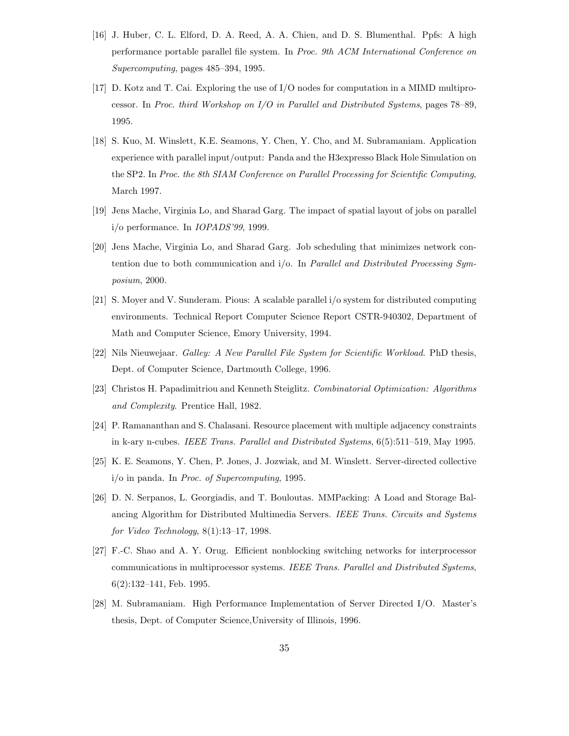[16] J. Huber, C. L. Elford, D. A. Reed, A. A. Chien, and D. S. Blumenthal. Ppfs: A high performance portable parallel file system. In *Proc. 9th ACM International Conference on Supercomputing*, pages 485–394, 1995.

[17] D. Kotz and T. Cai. Exploring the use of I/O nodes for computation in a MIMD multiprocessor. In *Proc. third Workshop on I/O in Parallel and Distributed Systems*, pages 78–89, 1995.

[18] S. Kuo, M. Winslett, K.E. Seamons, Y. Chen, Y. Cho, and M. Subramaniam. Application experience with parallel input/output: Panda and the H3expresso Black Hole Simulation on the SP2. In *Proc. the 8th SIAM Conference on Parallel Processing for Scientific Computing*, March 1997.

[19] Jens Mache, Virginia Lo, and Sharad Garg. The impact of spatial layout of jobs on parallel i/o performance. In *IOPADS'99*, 1999.

[20] Jens Mache, Virginia Lo, and Sharad Garg. Job scheduling that minimizes network contention due to both communication and i/o. In *Parallel and Distributed Processing Symposium*, 2000.

[21] S. Moyer and V. Sunderam. Pious: A scalable parallel i/o system for distributed computing environments. Technical Report Computer Science Report CSTR-940302, Department of Math and Computer Science, Emory University, 1994.

[22] Nils Nieuwejaar. *Galley: A New Parallel File System for Scientific Workload*. PhD thesis, Dept. of Computer Science, Dartmouth College, 1996.

[23] Christos H. Papadimitriou and Kenneth Steiglitz. *Combinatorial Optimization: Algorithms and Complexity*. Prentice Hall, 1982.

[24] P. Ramananthan and S. Chalasani. Resource placement with multiple adjacency constraints in k-ary n-cubes. *IEEE Trans. Parallel and Distributed Systems*, 6(5):511–519, May 1995.

[25] K. E. Seamons, Y. Chen, P. Jones, J. Jozwiak, and M. Winslett. Server-directed collective i/o in panda. In *Proc. of Supercomputing*, 1995.

[26] D. N. Serpanos, L. Georgiadis, and T. Bouloutas. MMPacking: A Load and Storage Balancing Algorithm for Distributed Multimedia Servers. *IEEE Trans. Circuits and Systems for Video Technology*, 8(1):13–17, 1998.

[27] F.-C. Shao and A. Y. Orug. Efficient nonblocking switching networks for interprocessor communications in multiprocessor systems. *IEEE Trans. Parallel and Distributed Systems*, 6(2):132–141, Feb. 1995.

[28] M. Subramaniam. High Performance Implementation of Server Directed I/O. Master's thesis, Dept. of Computer Science,University of Illinois, 1996.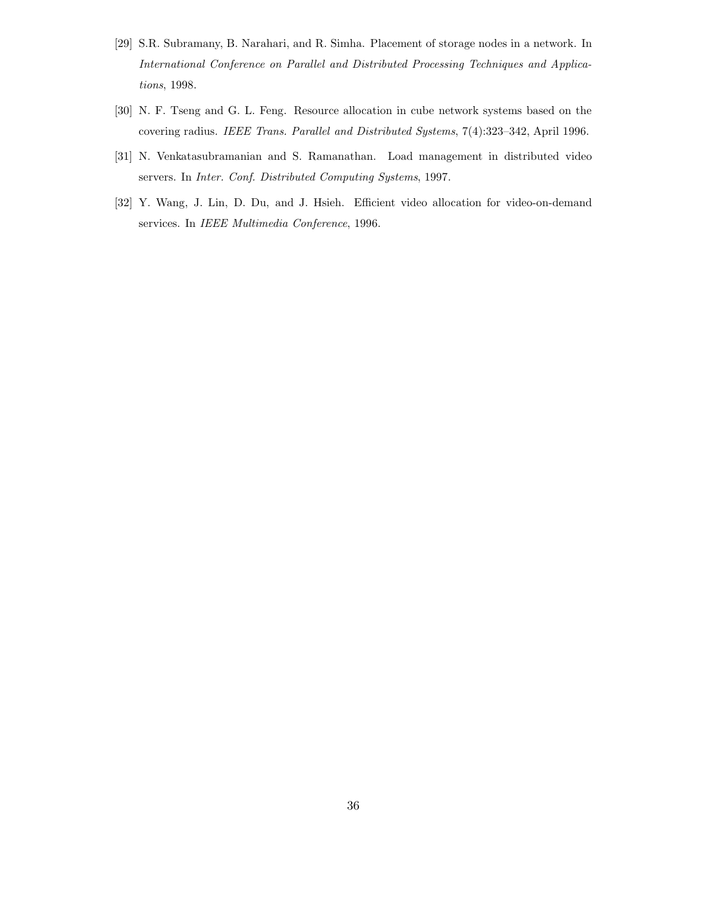[29] S.R. Subramany, B. Narahari, and R. Simha. Placement of storage nodes in a network. In *International Conference on Parallel and Distributed Processing Techniques and Applications*, 1998.

[30] N. F. Tseng and G. L. Feng. Resource allocation in cube network systems based on the covering radius. *IEEE Trans. Parallel and Distributed Systems*, 7(4):323–342, April 1996.

[31] N. Venkatasubramanian and S. Ramanathan. Load management in distributed video servers. In *Inter. Conf. Distributed Computing Systems*, 1997.

[32] Y. Wang, J. Lin, D. Du, and J. Hsieh. Efficient video allocation for video-on-demand services. In *IEEE Multimedia Conference*, 1996.